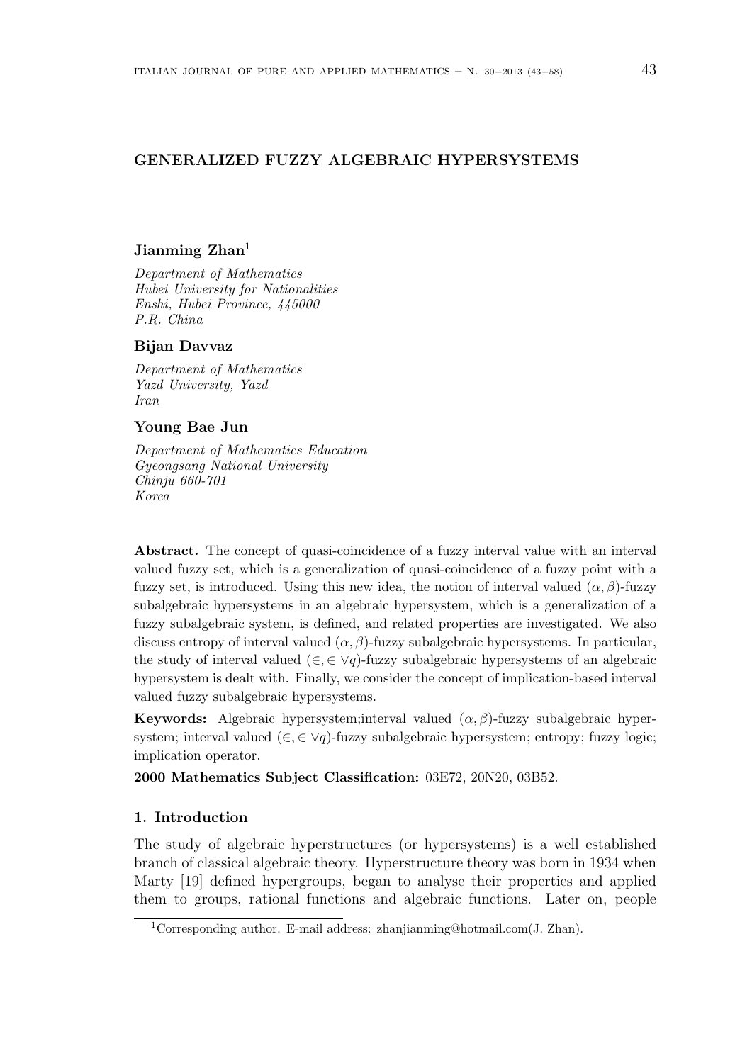# GENERALIZED FUZZY ALGEBRAIC HYPERSYSTEMS

**Jianming Zhan**[1]

*Department of Mathematics*
*Hubei University for Nationalities*
*Enshi, Hubei Province, 445000*
*P.R. China*

**Bijan Davvaz**

*Department of Mathematics*
*Yazd University, Yazd*
*Iran*

**Young Bae Jun**

*Department of Mathematics Education*
*Gyeongsang National University*
*Chinju 660-701*
*Korea*

**Abstract.** The concept of quasi-coincidence of a fuzzy interval value with an interval valued fuzzy set, which is a generalization of quasi-coincidence of a fuzzy point with a fuzzy set, is introduced. Using this new idea, the notion of interval valued $(\alpha, \beta)$-fuzzy subalgebraic hypersystems in an algebraic hypersystem, which is a generalization of a fuzzy subalgebraic system, is defined, and related properties are investigated. We also discuss entropy of interval valued $(\alpha, \beta)$-fuzzy subalgebraic hypersystems. In particular, the study of interval valued $(\in, \in \vee q)$-fuzzy subalgebraic hypersystems of an algebraic hypersystem is dealt with. Finally, we consider the concept of implication-based interval valued fuzzy subalgebraic hypersystems.

**Keywords:** Algebraic hypersystem;interval valued $(\alpha, \beta)$-fuzzy subalgebraic hypersystem; interval valued $(\in, \in \vee q)$-fuzzy subalgebraic hypersystem; entropy; fuzzy logic; implication operator.

**2000 Mathematics Subject Classification:** 03E72, 20N20, 03B52.

## 1. Introduction

The study of algebraic hyperstructures (or hypersystems) is a well established branch of classical algebraic theory. Hyperstructure theory was born in 1934 when Marty [19] defined hypergroups, began to analyse their properties and applied them to groups, rational functions and algebraic functions. Later on, people

[1] Corresponding author. E-mail address: zhanjianming@hotmail.com(J. Zhan).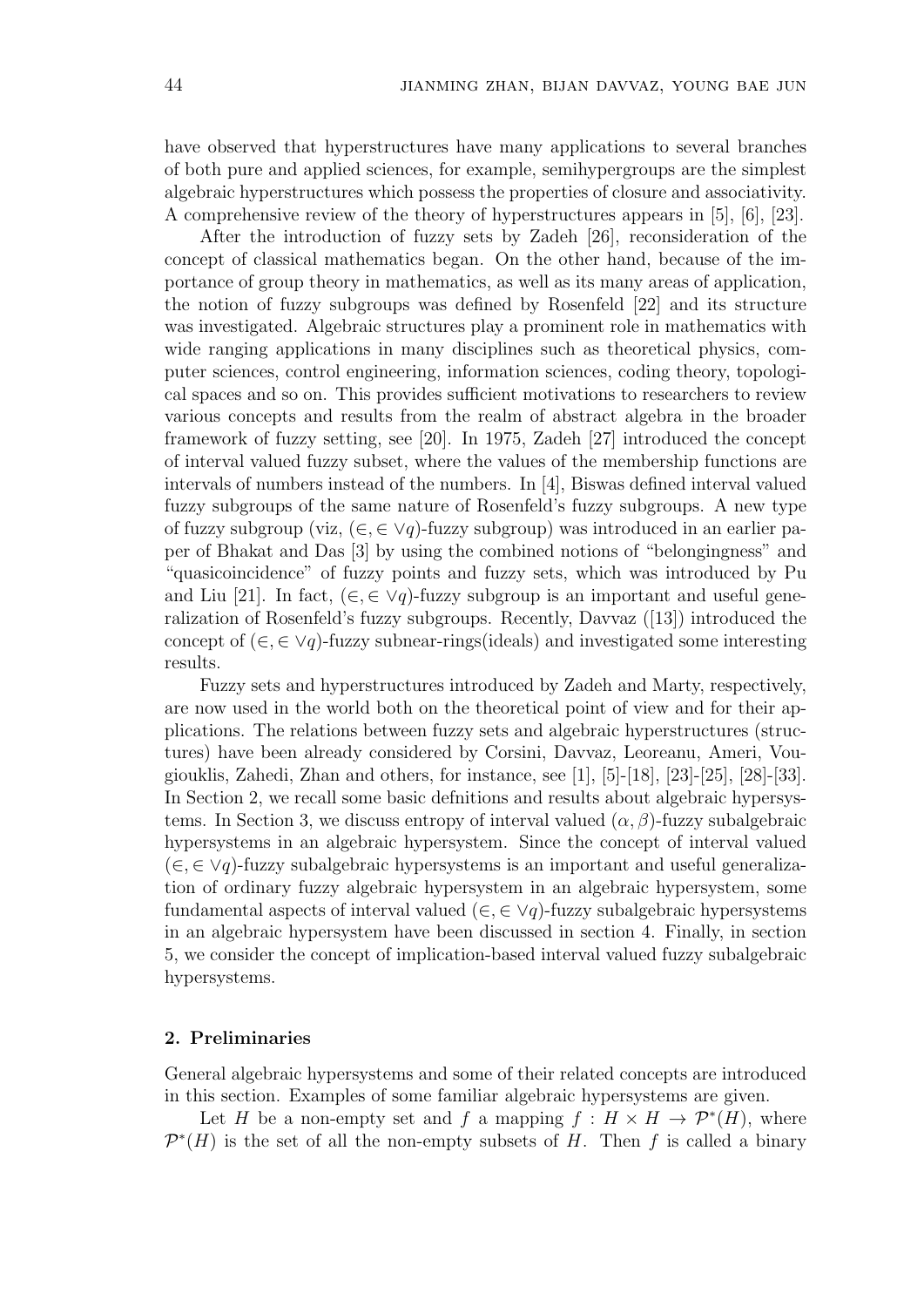have observed that hyperstructures have many applications to several branches of both pure and applied sciences, for example, semihypergroups are the simplest algebraic hyperstructures which possess the properties of closure and associativity. A comprehensive review of the theory of hyperstructures appears in [5], [6], [23].

After the introduction of fuzzy sets by Zadeh [26], reconsideration of the concept of classical mathematics began. On the other hand, because of the importance of group theory in mathematics, as well as its many areas of application, the notion of fuzzy subgroups was defined by Rosenfeld [22] and its structure was investigated. Algebraic structures play a prominent role in mathematics with wide ranging applications in many disciplines such as theoretical physics, computer sciences, control engineering, information sciences, coding theory, topological spaces and so on. This provides sufficient motivations to researchers to review various concepts and results from the realm of abstract algebra in the broader framework of fuzzy setting, see [20]. In 1975, Zadeh [27] introduced the concept of interval valued fuzzy subset, where the values of the membership functions are intervals of numbers instead of the numbers. In [4], Biswas defined interval valued fuzzy subgroups of the same nature of Rosenfeld's fuzzy subgroups. A new type of fuzzy subgroup (viz, $(\in, \in\vee q)$-fuzzy subgroup) was introduced in an earlier paper of Bhakat and Das [3] by using the combined notions of "belongingness" and "quasicoincidence" of fuzzy points and fuzzy sets, which was introduced by Pu and Liu [21]. In fact, $(\in, \in\vee q)$-fuzzy subgroup is an important and useful generalization of Rosenfeld's fuzzy subgroups. Recently, Davvaz ([13]) introduced the concept of $(\in, \in\vee q)$-fuzzy subnear-rings(ideals) and investigated some interesting results.

Fuzzy sets and hyperstructures introduced by Zadeh and Marty, respectively, are now used in the world both on the theoretical point of view and for their applications. The relations between fuzzy sets and algebraic hyperstructures (structures) have been already considered by Corsini, Davvaz, Leoreanu, Ameri, Vougiouklis, Zahedi, Zhan and others, for instance, see [1], [5]-[18], [23]-[25], [28]-[33]. In Section 2, we recall some basic defnitions and results about algebraic hypersystems. In Section 3, we discuss entropy of interval valued $(\alpha, \beta)$-fuzzy subalgebraic hypersystems in an algebraic hypersystem. Since the concept of interval valued $(\in, \in\vee q)$-fuzzy subalgebraic hypersystems is an important and useful generalization of ordinary fuzzy algebraic hypersystem in an algebraic hypersystem, some fundamental aspects of interval valued $(\in, \in\vee q)$-fuzzy subalgebraic hypersystems in an algebraic hypersystem have been discussed in section 4. Finally, in section 5, we consider the concept of implication-based interval valued fuzzy subalgebraic hypersystems.

## 2. Preliminaries

General algebraic hypersystems and some of their related concepts are introduced in this section. Examples of some familiar algebraic hypersystems are given.

Let $H$ be a non-empty set and $f$ a mapping $f : H \times H \to \mathcal{P}^*(H)$, where $\mathcal{P}^*(H)$ is the set of all the non-empty subsets of $H$. Then $f$ is called a binary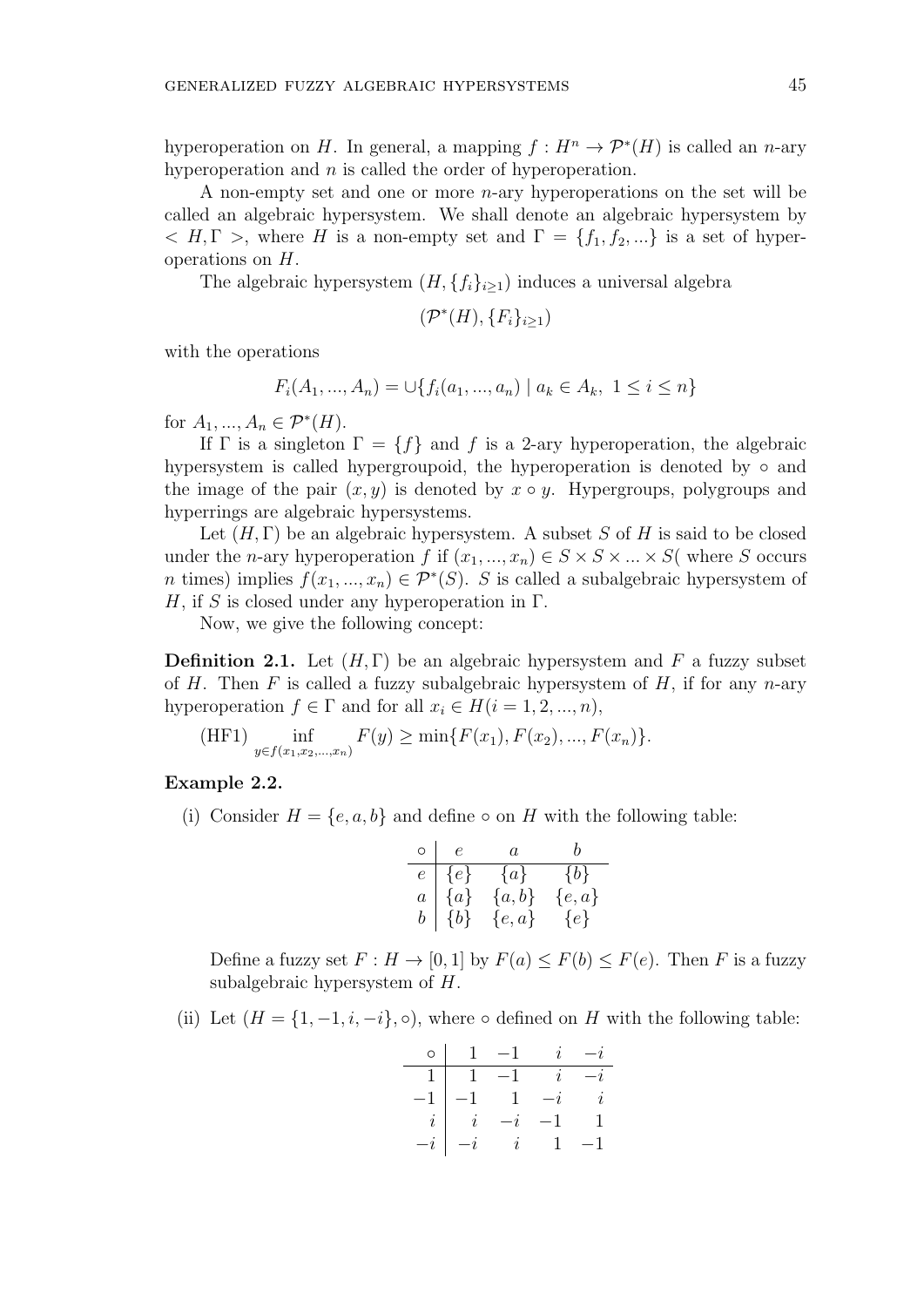hyperoperation on $H$. In general, a mapping $f : H^n \to \mathcal{P}^*(H)$ is called an $n$-ary hyperoperation and $n$ is called the order of hyperoperation.

A non-empty set and one or more $n$-ary hyperoperations on the set will be called an algebraic hypersystem. We shall denote an algebraic hypersystem by $< H, \Gamma >$, where $H$ is a non-empty set and $\Gamma = \{f_1, f_2, ...\}$ is a set of hyperoperations on $H$.

The algebraic hypersystem $(H, \{f_i\}_{i\geq 1})$ induces a universal algebra

$$(\mathcal{P}^*(H), \{F_i\}_{i\geq 1})$$

with the operations

$$F_i(A_1, ..., A_n) = \cup\{f_i(a_1, ..., a_n) \mid a_k \in A_k, \ 1 \leq i \leq n\}$$

for $A_1, ..., A_n \in \mathcal{P}^*(H)$.

If $\Gamma$ is a singleton $\Gamma = \{f\}$ and $f$ is a 2-ary hyperoperation, the algebraic hypersystem is called hypergroupoid, the hyperoperation is denoted by $\circ$ and the image of the pair $(x, y)$ is denoted by $x \circ y$. Hypergroups, polygroups and hyperrings are algebraic hypersystems.

Let $(H, \Gamma)$ be an algebraic hypersystem. A subset $S$ of $H$ is said to be closed under the $n$-ary hyperoperation $f$ if $(x_1, ..., x_n) \in S \times S \times ... \times S$( where $S$ occurs $n$ times) implies $f(x_1, ..., x_n) \in \mathcal{P}^*(S)$. $S$ is called a subalgebraic hypersystem of $H$, if $S$ is closed under any hyperoperation in $\Gamma$.

Now, we give the following concept:

**Definition 2.1.** Let $(H, \Gamma)$ be an algebraic hypersystem and $F$ a fuzzy subset of $H$. Then $F$ is called a fuzzy subalgebraic hypersystem of $H$, if for any $n$-ary hyperoperation $f \in \Gamma$ and for all $x_i \in H (i = 1, 2, ..., n)$,

(HF1) $\inf\limits_{y \in f(x_1, x_2, ..., x_n)} F(y) \geq \min\{F(x_1), F(x_2), ..., F(x_n)\}$.

**Example 2.2.**

(i) Consider $H = \{e, a, b\}$ and define $\circ$ on $H$ with the following table:

| $\circ$ | $e$ | $a$ | $b$ |
|---|---|---|---|
| $e$ | $\{e\}$ | $\{a\}$ | $\{b\}$ |
| $a$ | $\{a\}$ | $\{a, b\}$ | $\{e, a\}$ |
| $b$ | $\{b\}$ | $\{e, a\}$ | $\{e\}$ |

Define a fuzzy set $F : H \to [0, 1]$ by $F(a) \leq F(b) \leq F(e)$. Then $F$ is a fuzzy subalgebraic hypersystem of $H$.

(ii) Let $(H = \{1, -1, i, -i\}, \circ)$, where $\circ$ defined on $H$ with the following table:

| $\circ$ | $1$ | $-1$ | $i$ | $-i$ |
|---|---|---|---|---|
| $1$ | $1$ | $-1$ | $i$ | $-i$ |
| $-1$ | $-1$ | $1$ | $-i$ | $i$ |
| $i$ | $i$ | $-i$ | $-1$ | $1$ |
| $-i$ | $-i$ | $i$ | $1$ | $-1$ |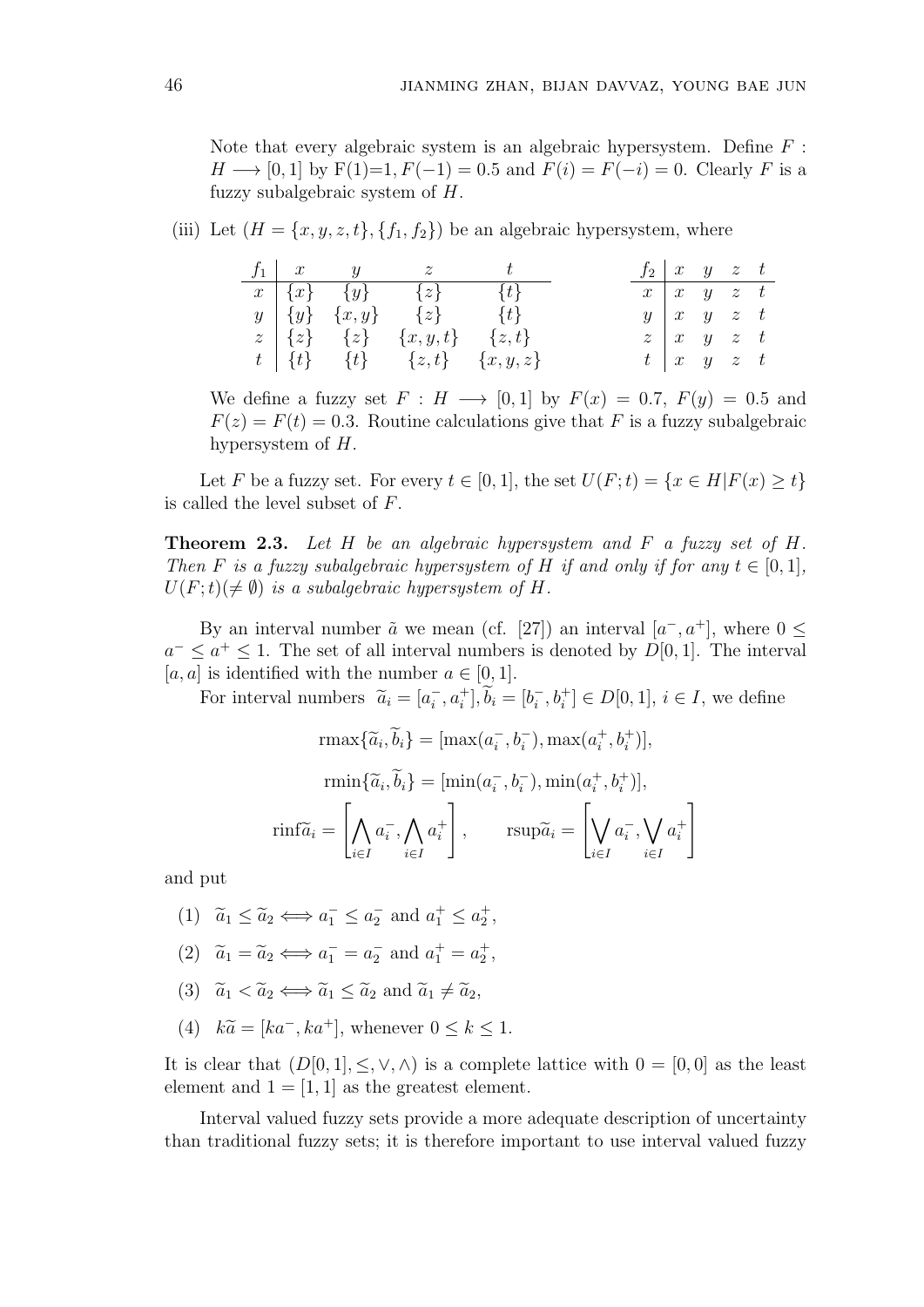Note that every algebraic system is an algebraic hypersystem. Define $F : H \longrightarrow [0,1]$ by F(1)=1, $F(-1) = 0.5$ and $F(i) = F(-i) = 0$. Clearly $F$ is a fuzzy subalgebraic system of $H$.

(iii) Let $(H = \{x, y, z, t\}, \{f_1, f_2\})$ be an algebraic hypersystem, where

| $f_1$ | $x$ | $y$ | $z$ | $t$ |
|---|---|---|---|---|
| $x$ | $\{x\}$ | $\{y\}$ | $\{z\}$ | $\{t\}$ |
| $y$ | $\{y\}$ | $\{x, y\}$ | $\{z\}$ | $\{t\}$ |
| $z$ | $\{z\}$ | $\{z\}$ | $\{x, y, t\}$ | $\{z, t\}$ |
| $t$ | $\{t\}$ | $\{t\}$ | $\{z, t\}$ | $\{x, y, z\}$ |

| $f_2$ | $x$ | $y$ | $z$ | $t$ |
|---|---|---|---|---|
| $x$ | $x$ | $y$ | $z$ | $t$ |
| $y$ | $x$ | $y$ | $z$ | $t$ |
| $z$ | $x$ | $y$ | $z$ | $t$ |
| $t$ | $x$ | $y$ | $z$ | $t$ |

We define a fuzzy set $F : H \longrightarrow [0,1]$ by $F(x) = 0.7$, $F(y) = 0.5$ and $F(z) = F(t) = 0.3$. Routine calculations give that $F$ is a fuzzy subalgebraic hypersystem of $H$.

Let $F$ be a fuzzy set. For every $t \in [0,1]$, the set $U(F;t) = \{x \in H | F(x) \geq t\}$ is called the level subset of $F$.

**Theorem 2.3.** *Let $H$ be an algebraic hypersystem and $F$ a fuzzy set of $H$. Then $F$ is a fuzzy subalgebraic hypersystem of $H$ if and only if for any $t \in [0,1]$, $U(F;t)(\neq \emptyset)$ is a subalgebraic hypersystem of $H$.*

By an interval number $\tilde{a}$ we mean (cf. [27]) an interval $[a^-, a^+]$, where $0 \leq a^- \leq a^+ \leq 1$. The set of all interval numbers is denoted by $D[0,1]$. The interval $[a, a]$ is identified with the number $a \in [0,1]$.

For interval numbers $\widetilde{a}_i = [a_i^-, a_i^+], \widetilde{b}_i = [b_i^-, b_i^+] \in D[0,1]$, $i \in I$, we define

$$\text{rmax}\{\widetilde{a}_i, \widetilde{b}_i\} = [\max(a_i^-, b_i^-), \max(a_i^+, b_i^+)],$$

$$\text{rmin}\{\widetilde{a}_i, \widetilde{b}_i\} = [\min(a_i^-, b_i^-), \min(a_i^+, b_i^+)],$$

$$\text{rinf}\widetilde{a}_i = \left[\bigwedge_{i \in I} a_i^-, \bigwedge_{i \in I} a_i^+\right], \qquad \text{rsup}\widetilde{a}_i = \left[\bigvee_{i \in I} a_i^-, \bigvee_{i \in I} a_i^+\right]$$

and put

(1) $\widetilde{a}_1 \leq \widetilde{a}_2 \Longleftrightarrow a_1^- \leq a_2^-$ and $a_1^+ \leq a_2^+$,

(2) $\widetilde{a}_1 = \widetilde{a}_2 \Longleftrightarrow a_1^- = a_2^-$ and $a_1^+ = a_2^+$,

(3) $\widetilde{a}_1 < \widetilde{a}_2 \Longleftrightarrow \widetilde{a}_1 \leq \widetilde{a}_2$ and $\widetilde{a}_1 \neq \widetilde{a}_2$,

(4) $k\widetilde{a} = [ka^-, ka^+]$, whenever $0 \leq k \leq 1$.

It is clear that $(D[0,1], \leq, \vee, \wedge)$ is a complete lattice with $0 = [0,0]$ as the least element and $1 = [1,1]$ as the greatest element.

Interval valued fuzzy sets provide a more adequate description of uncertainty than traditional fuzzy sets; it is therefore important to use interval valued fuzzy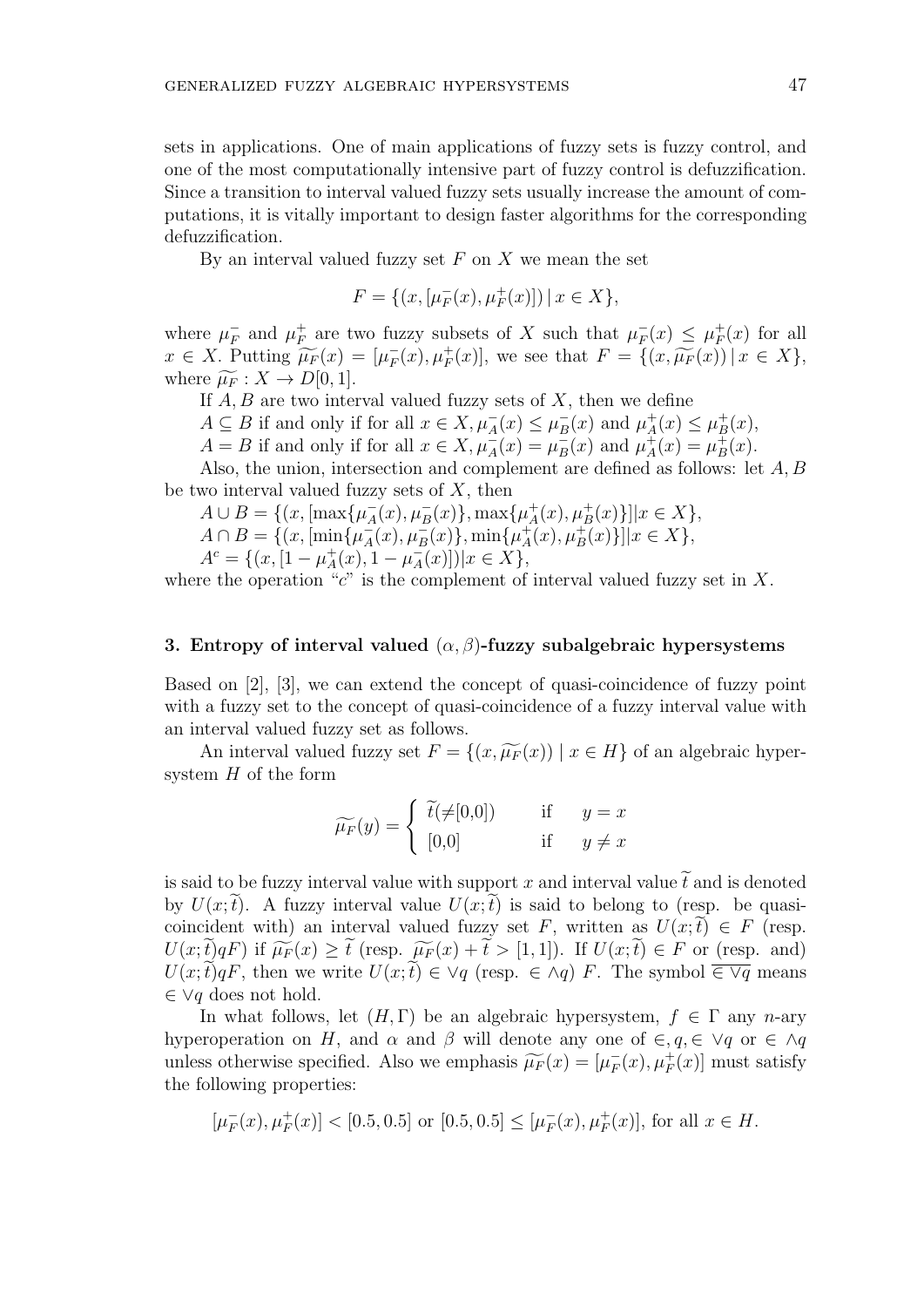sets in applications. One of main applications of fuzzy sets is fuzzy control, and one of the most computationally intensive part of fuzzy control is defuzzification. Since a transition to interval valued fuzzy sets usually increase the amount of computations, it is vitally important to design faster algorithms for the corresponding defuzzification.

By an interval valued fuzzy set $F$ on $X$ we mean the set

$$F = \{(x, [\mu_F^-(x), \mu_F^+(x)]) \mid x \in X\},$$

where $\mu_F^-$ and $\mu_F^+$ are two fuzzy subsets of $X$ such that $\mu_F^-(x) \leq \mu_F^+(x)$ for all $x \in X$. Putting $\widetilde{\mu_F}(x) = [\mu_F^-(x), \mu_F^+(x)]$, we see that $F = \{(x, \widetilde{\mu_F}(x)) \mid x \in X\}$, where $\widetilde{\mu_F} : X \to D[0,1]$.

If $A, B$ are two interval valued fuzzy sets of $X$, then we define

$A \subseteq B$ if and only if for all $x \in X, \mu_A^-(x) \leq \mu_B^-(x)$ and $\mu_A^+(x) \leq \mu_B^+(x)$,

$A = B$ if and only if for all $x \in X, \mu_A^-(x) = \mu_B^-(x)$ and $\mu_A^+(x) = \mu_B^+(x)$.

Also, the union, intersection and complement are defined as follows: let $A, B$ be two interval valued fuzzy sets of $X$, then

$A \cup B = \{(x, [\max\{\mu_A^-(x), \mu_B^-(x)\}, \max\{\mu_A^+(x), \mu_B^+(x)\}] | x \in X\}$,

$A \cap B = \{(x, [\min\{\mu_A^-(x), \mu_B^-(x)\}, \min\{\mu_A^+(x), \mu_B^+(x)\}] | x \in X\}$,

$A^c = \{(x, [1 - \mu_A^+(x), 1 - \mu_A^-(x)]) | x \in X\}$,

where the operation "$c$" is the complement of interval valued fuzzy set in $X$.

## 3. Entropy of interval valued $(\alpha, \beta)$-fuzzy subalgebraic hypersystems

Based on [2], [3], we can extend the concept of quasi-coincidence of fuzzy point with a fuzzy set to the concept of quasi-coincidence of a fuzzy interval value with an interval valued fuzzy set as follows.

An interval valued fuzzy set $F = \{(x, \widetilde{\mu_F}(x)) \mid x \in H\}$ of an algebraic hypersystem $H$ of the form

$$\widetilde{\mu_F}(y) = \begin{cases} \widetilde{t}(\neq[0,0]) & \text{if} \quad y = x \\ [0,0] & \text{if} \quad y \neq x \end{cases}$$

is said to be fuzzy interval value with support $x$ and interval value $\widetilde{t}$ and is denoted by $U(x; \widetilde{t})$. A fuzzy interval value $U(x; \widetilde{t})$ is said to belong to (resp. be quasi-coincident with) an interval valued fuzzy set $F$, written as $U(x; \widetilde{t}) \in F$ (resp. $U(x; \widetilde{t}) qF$) if $\widetilde{\mu_F}(x) \geq \widetilde{t}$ (resp. $\widetilde{\mu_F}(x) + \widetilde{t} > [1,1]$). If $U(x; \widetilde{t}) \in F$ or (resp. and) $U(x; \widetilde{t}) qF$, then we write $U(x; \widetilde{t}) \in \vee q$ (resp. $\in \wedge q$) $F$. The symbol $\overline{\in \vee q}$ means $\in \vee q$ does not hold.

In what follows, let $(H, \Gamma)$ be an algebraic hypersystem, $f \in \Gamma$ any $n$-ary hyperoperation on $H$, and $\alpha$ and $\beta$ will denote any one of $\in, q, \in \vee q$ or $\in \wedge q$ unless otherwise specified. Also we emphasis $\widetilde{\mu_F}(x) = [\mu_F^-(x), \mu_F^+(x)]$ must satisfy the following properties:

$$[\mu_F^-(x), \mu_F^+(x)] < [0.5, 0.5] \text{ or } [0.5, 0.5] \leq [\mu_F^-(x), \mu_F^+(x)], \text{ for all } x \in H.$$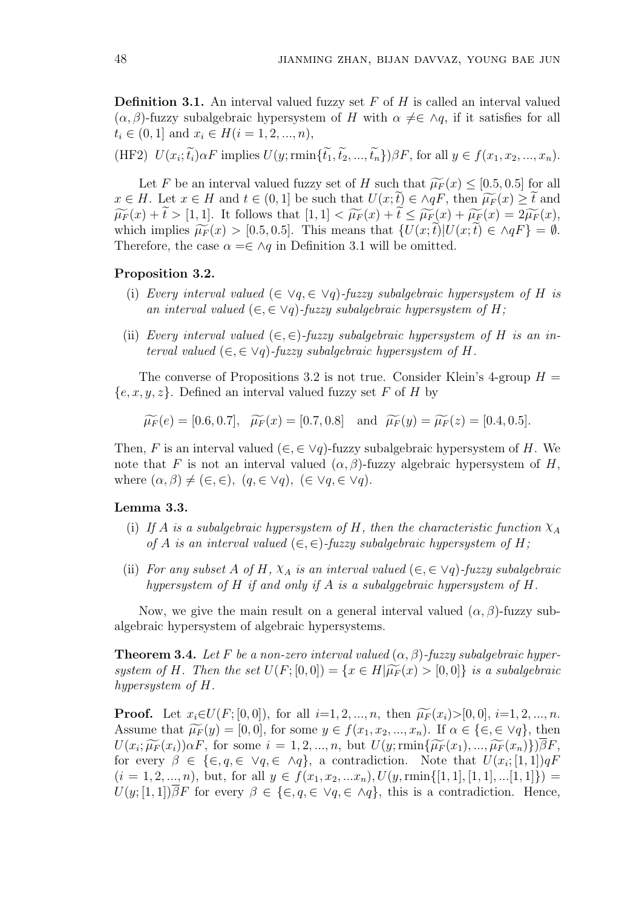**Definition 3.1.** An interval valued fuzzy set $F$ of $H$ is called an interval valued $(\alpha, \beta)$-fuzzy subalgebraic hypersystem of $H$ with $\alpha \neq \in \wedge q$, if it satisfies for all $t_i \in (0, 1]$ and $x_i \in H (i = 1, 2, ..., n)$,

(HF2) $U(x_i; \widetilde{t_i})\alpha F$ implies $U(y; \text{rmin}\{\widetilde{t_1}, \widetilde{t_2}, ..., \widetilde{t_n}\})\beta F$, for all $y \in f(x_1, x_2, ..., x_n)$.

Let $F$ be an interval valued fuzzy set of $H$ such that $\widetilde{\mu_F}(x) \leq [0.5, 0.5]$ for all $x \in H$. Let $x \in H$ and $t \in (0, 1]$ be such that $U(x; \widetilde{t}) \in \wedge qF$, then $\widetilde{\mu_F}(x) \geq \widetilde{t}$ and $\widetilde{\mu_F}(x) + \widetilde{t} > [1, 1]$. It follows that $[1, 1] < \widetilde{\mu_F}(x) + \widetilde{t} \leq \widetilde{\mu_F}(x) + \widetilde{\mu_F}(x) = 2\widetilde{\mu_F}(x)$, which implies $\widetilde{\mu_F}(x) > [0.5, 0.5]$. This means that $\{U(x; \widetilde{t}) | U(x; \widetilde{t}) \in \wedge qF\} = \emptyset$. Therefore, the case $\alpha = \in \wedge q$ in Definition 3.1 will be omitted.

**Proposition 3.2.**

(i) *Every interval valued $(\in \vee q, \in \vee q)$-fuzzy subalgebraic hypersystem of $H$ is an interval valued $(\in, \in \vee q)$-fuzzy subalgebraic hypersystem of $H$;*

(ii) *Every interval valued $(\in, \in)$-fuzzy subalgebraic hypersystem of $H$ is an interval valued $(\in, \in \vee q)$-fuzzy subalgebraic hypersystem of $H$.*

The converse of Propositions 3.2 is not true. Consider Klein's 4-group $H = \{e, x, y, z\}$. Defined an interval valued fuzzy set $F$ of $H$ by

$$\widetilde{\mu_F}(e) = [0.6, 0.7], \quad \widetilde{\mu_F}(x) = [0.7, 0.8] \quad \text{and} \quad \widetilde{\mu_F}(y) = \widetilde{\mu_F}(z) = [0.4, 0.5].$$

Then, $F$ is an interval valued $(\in, \in \vee q)$-fuzzy subalgebraic hypersystem of $H$. We note that $F$ is not an interval valued $(\alpha, \beta)$-fuzzy algebraic hypersystem of $H$, where $(\alpha, \beta) \neq (\in, \in),\ (q, \in \vee q),\ (\in \vee q, \in \vee q)$.

**Lemma 3.3.**

(i) *If $A$ is a subalgebraic hypersystem of $H$, then the characteristic function $\chi_A$ of $A$ is an interval valued $(\in, \in)$-fuzzy subalgebraic hypersystem of $H$;*

(ii) *For any subset $A$ of $H$, $\chi_A$ is an interval valued $(\in, \in \vee q)$-fuzzy subalgebraic hypersystem of $H$ if and only if $A$ is a subalggebraic hypersystem of $H$.*

Now, we give the main result on a general interval valued $(\alpha, \beta)$-fuzzy subalgebraic hypersystem of algebraic hypersystems.

**Theorem 3.4.** *Let $F$ be a non-zero interval valued $(\alpha, \beta)$-fuzzy subalgebraic hypersystem of $H$. Then the set $U(F; [0, 0]) = \{x \in H | \widetilde{\mu_F}(x) > [0, 0]\}$ is a subalgebraic hypersystem of $H$.*

**Proof.** Let $x_i \in U(F; [0, 0])$, for all $i = 1, 2, ..., n$, then $\widetilde{\mu_F}(x_i) > [0, 0]$, $i = 1, 2, ..., n$. Assume that $\widetilde{\mu_F}(y) = [0, 0]$, for some $y \in f(x_1, x_2, ..., x_n)$. If $\alpha \in \{\in, \in \vee q\}$, then $U(x_i; \widetilde{\mu_F}(x_i))\alpha F$, for some $i = 1, 2, ..., n$, but $U(y; \text{rmin}\{\widetilde{\mu_F}(x_1), ..., \widetilde{\mu_F}(x_n)\})\overline{\beta} F$, for every $\beta \in \{\in, q, \in \vee q, \in \wedge q\}$, a contradiction. Note that $U(x_i; [1, 1])qF$ $(i = 1, 2, ..., n)$, but, for all $y \in f(x_1, x_2, ...x_n), U(y, \text{rmin}\{[1, 1], [1, 1], ...[1, 1]\}) = U(y; [1, 1])\overline{\beta} F$ for every $\beta \in \{\in, q, \in \vee q, \in \wedge q\}$, this is a contradiction. Hence,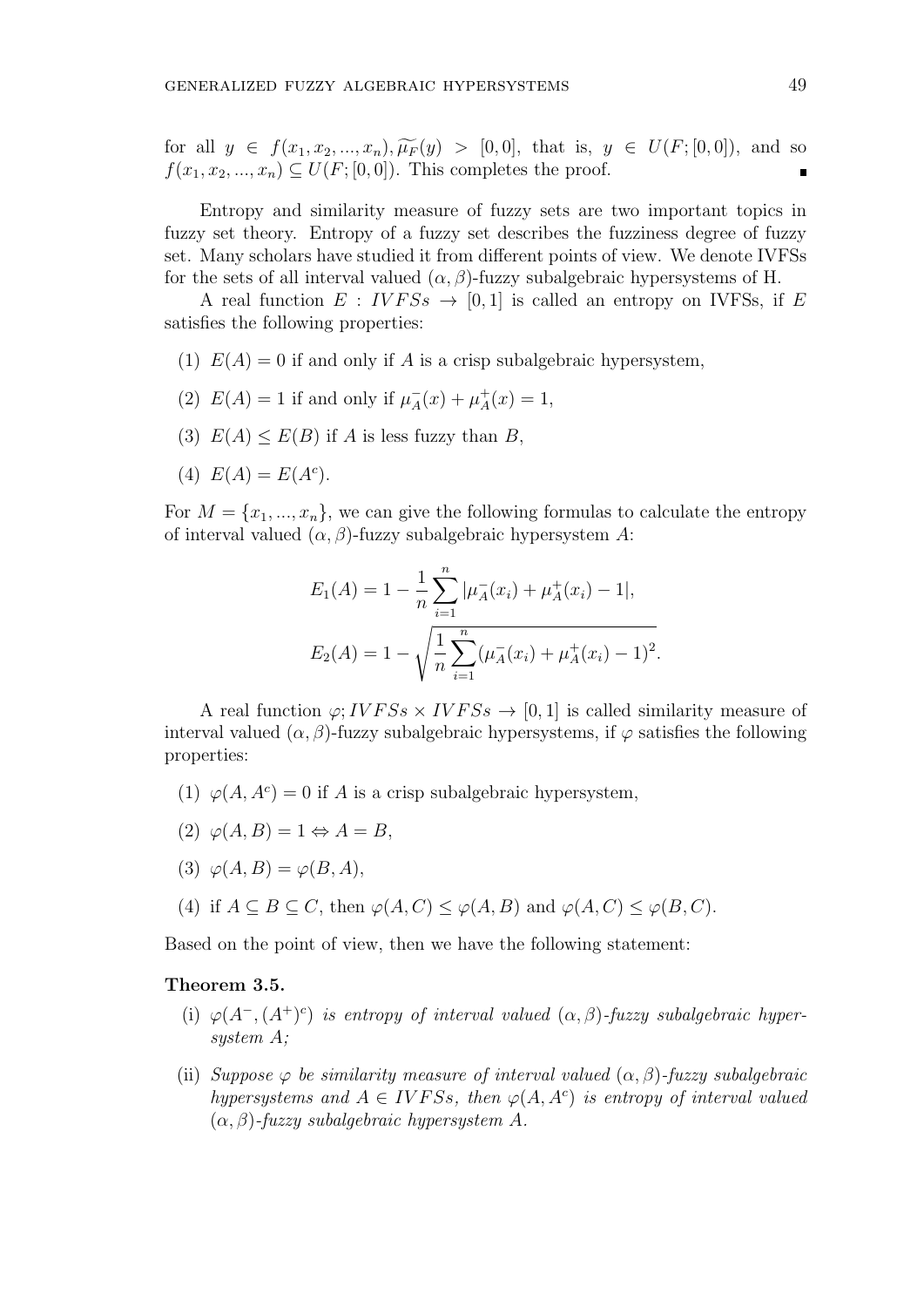for all $y \in f(x_1, x_2, ..., x_n), \widetilde{\mu_F}(y) > [0, 0]$, that is, $y \in U(F; [0, 0])$, and so $f(x_1, x_2, ..., x_n) \subseteq U(F; [0, 0])$. This completes the proof. ∎

Entropy and similarity measure of fuzzy sets are two important topics in fuzzy set theory. Entropy of a fuzzy set describes the fuzziness degree of fuzzy set. Many scholars have studied it from different points of view. We denote IVFSs for the sets of all interval valued $(\alpha, \beta)$-fuzzy subalgebraic hypersystems of H.

A real function $E : IVFSs \to [0, 1]$ is called an entropy on IVFSs, if $E$ satisfies the following properties:

(1) $E(A) = 0$ if and only if $A$ is a crisp subalgebraic hypersystem,

(2) $E(A) = 1$ if and only if $\mu_A^-(x) + \mu_A^+(x) = 1$,

(3) $E(A) \leq E(B)$ if $A$ is less fuzzy than $B$,

(4) $E(A) = E(A^c)$.

For $M = \{x_1, ..., x_n\}$, we can give the following formulas to calculate the entropy of interval valued $(\alpha, \beta)$-fuzzy subalgebraic hypersystem $A$:

$$E_1(A) = 1 - \frac{1}{n} \sum_{i=1}^{n} |\mu_A^-(x_i) + \mu_A^+(x_i) - 1|,$$

$$E_2(A) = 1 - \sqrt{\frac{1}{n} \sum_{i=1}^{n} (\mu_A^-(x_i) + \mu_A^+(x_i) - 1)^2}.$$

A real function $\varphi; IVFSs \times IVFSs \to [0, 1]$ is called similarity measure of interval valued $(\alpha, \beta)$-fuzzy subalgebraic hypersystems, if $\varphi$ satisfies the following properties:

(1) $\varphi(A, A^c) = 0$ if $A$ is a crisp subalgebraic hypersystem,

(2) $\varphi(A, B) = 1 \Leftrightarrow A = B$,

(3) $\varphi(A, B) = \varphi(B, A)$,

(4) if $A \subseteq B \subseteq C$, then $\varphi(A, C) \leq \varphi(A, B)$ and $\varphi(A, C) \leq \varphi(B, C)$.

Based on the point of view, then we have the following statement:

**Theorem 3.5.**

(i) *$\varphi(A^-, (A^+)^c)$ is entropy of interval valued $(\alpha, \beta)$-fuzzy subalgebraic hypersystem $A$;*

(ii) *Suppose $\varphi$ be similarity measure of interval valued $(\alpha, \beta)$-fuzzy subalgebraic hypersystems and $A \in IVFSs$, then $\varphi(A, A^c)$ is entropy of interval valued $(\alpha, \beta)$-fuzzy subalgebraic hypersystem $A$.*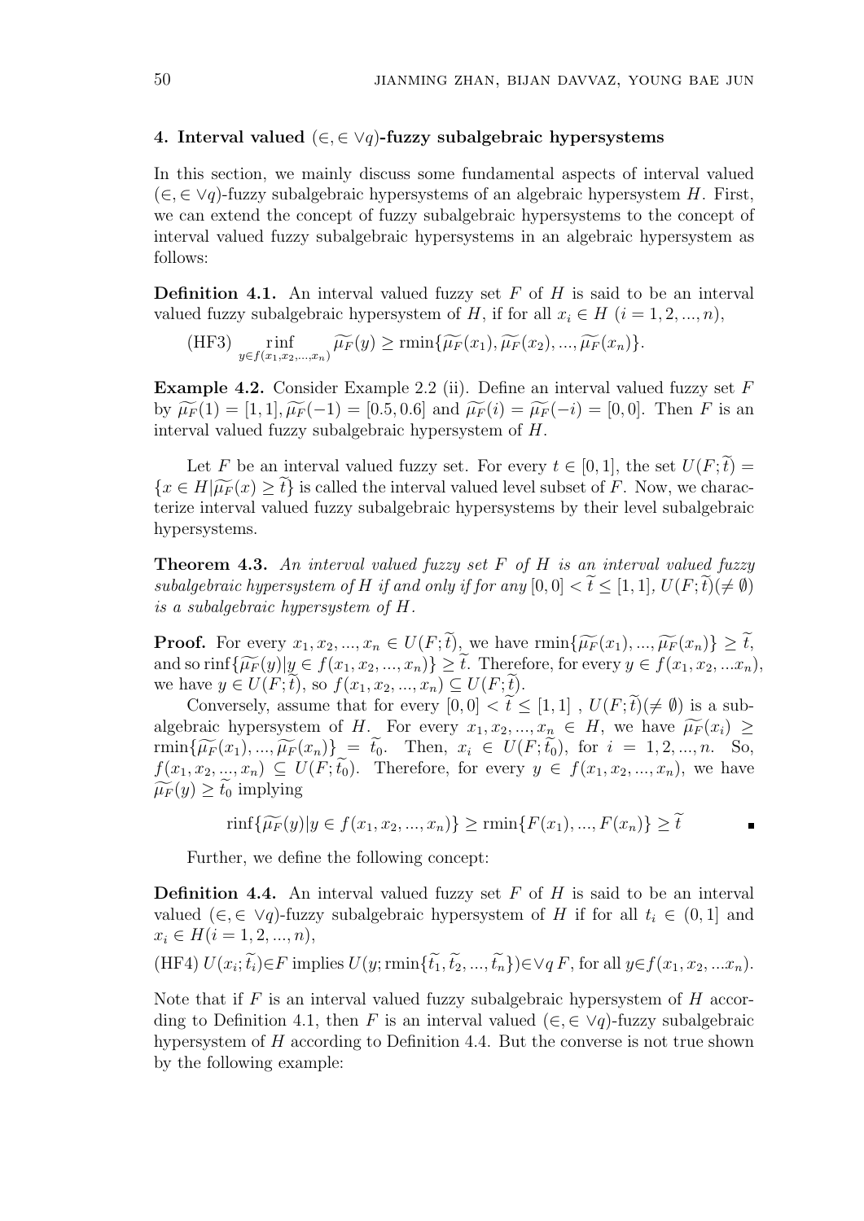### 4. Interval valued $(\in, \in \vee q)$-fuzzy subalgebraic hypersystems

In this section, we mainly discuss some fundamental aspects of interval valued $(\in, \in \vee q)$-fuzzy subalgebraic hypersystems of an algebraic hypersystem $H$. First, we can extend the concept of fuzzy subalgebraic hypersystems to the concept of interval valued fuzzy subalgebraic hypersystems in an algebraic hypersystem as follows:

**Definition 4.1.** An interval valued fuzzy set $F$ of $H$ is said to be an interval valued fuzzy subalgebraic hypersystem of $H$, if for all $x_i \in H$ $(i = 1, 2, ..., n)$,

(HF3) $\underset{y \in f(x_1, x_2, ..., x_n)}{\text{rinf}} \widetilde{\mu_F}(y) \geq \text{rmin}\{\widetilde{\mu_F}(x_1), \widetilde{\mu_F}(x_2), ..., \widetilde{\mu_F}(x_n)\}$.

**Example 4.2.** Consider Example 2.2 (ii). Define an interval valued fuzzy set $F$ by $\widetilde{\mu_F}(1) = [1, 1]$, $\widetilde{\mu_F}(-1) = [0.5, 0.6]$ and $\widetilde{\mu_F}(i) = \widetilde{\mu_F}(-i) = [0, 0]$. Then $F$ is an interval valued fuzzy subalgebraic hypersystem of $H$.

Let $F$ be an interval valued fuzzy set. For every $t \in [0, 1]$, the set $U(F; \widetilde{t}) = \{x \in H | \widetilde{\mu_F}(x) \geq \widetilde{t}\}$ is called the interval valued level subset of $F$. Now, we characterize interval valued fuzzy subalgebraic hypersystems by their level subalgebraic hypersystems.

**Theorem 4.3.** *An interval valued fuzzy set $F$ of $H$ is an interval valued fuzzy subalgebraic hypersystem of $H$ if and only if for any $[0, 0] < \widetilde{t} \leq [1, 1]$, $U(F; \widetilde{t}) (\neq \emptyset)$ is a subalgebraic hypersystem of $H$.*

**Proof.** For every $x_1, x_2, ..., x_n \in U(F; \widetilde{t})$, we have $\text{rmin}\{\widetilde{\mu_F}(x_1), ..., \widetilde{\mu_F}(x_n)\} \geq \widetilde{t}$, and so $\text{rinf}\{\widetilde{\mu_F}(y) | y \in f(x_1, x_2, ..., x_n)\} \geq \widetilde{t}$. Therefore, for every $y \in f(x_1, x_2, ...x_n)$, we have $y \in U(F; \widetilde{t})$, so $f(x_1, x_2, ..., x_n) \subseteq U(F; \widetilde{t})$.

Conversely, assume that for every $[0, 0] < \widetilde{t} \leq [1, 1]$ , $U(F; \widetilde{t}) (\neq \emptyset)$ is a subalgebraic hypersystem of $H$. For every $x_1, x_2, ..., x_n \in H$, we have $\widetilde{\mu_F}(x_i) \geq \text{rmin}\{\widetilde{\mu_F}(x_1), ..., \widetilde{\mu_F}(x_n)\} = \widetilde{t_0}$. Then, $x_i \in U(F; \widetilde{t_0})$, for $i = 1, 2, ..., n$. So, $f(x_1, x_2, ..., x_n) \subseteq U(F; \widetilde{t_0})$. Therefore, for every $y \in f(x_1, x_2, ..., x_n)$, we have $\widetilde{\mu_F}(y) \geq \widetilde{t_0}$ implying

$$\text{rinf}\{\widetilde{\mu_F}(y) | y \in f(x_1, x_2, ..., x_n)\} \geq \text{rmin}\{F(x_1), ..., F(x_n)\} \geq \widetilde{t} \qquad \blacksquare$$

Further, we define the following concept:

**Definition 4.4.** An interval valued fuzzy set $F$ of $H$ is said to be an interval valued $(\in, \in \vee q)$-fuzzy subalgebraic hypersystem of $H$ if for all $t_i \in (0, 1]$ and $x_i \in H (i = 1, 2, ..., n)$,

(HF4) $U(x_i; \widetilde{t_i}) \in F$ implies $U(y; \text{rmin}\{\widetilde{t_1}, \widetilde{t_2}, ..., \widetilde{t_n}\}) \in \vee q\, F$, for all $y \in f(x_1, x_2, ...x_n)$.

Note that if $F$ is an interval valued fuzzy subalgebraic hypersystem of $H$ according to Definition 4.1, then $F$ is an interval valued $(\in, \in \vee q)$-fuzzy subalgebraic hypersystem of $H$ according to Definition 4.4. But the converse is not true shown by the following example: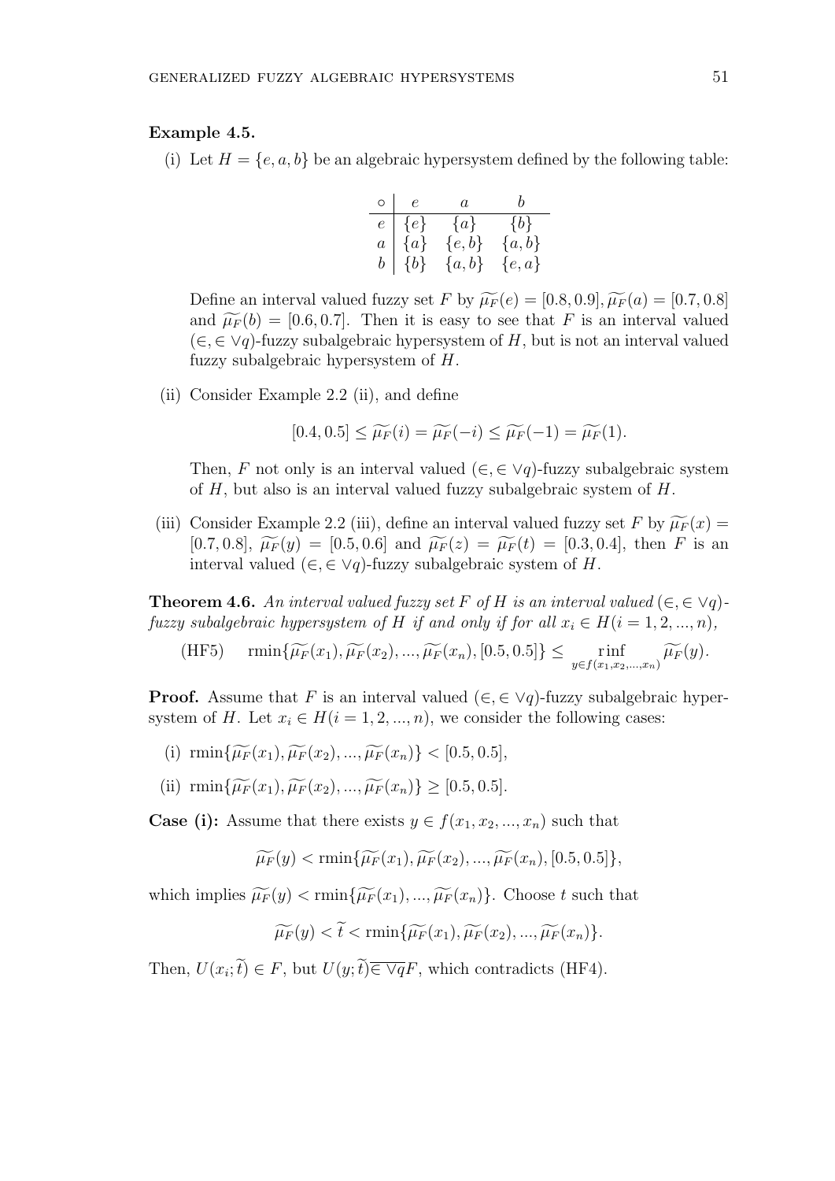**Example 4.5.**

(i) Let $H = \{e, a, b\}$ be an algebraic hypersystem defined by the following table:

| $\circ$ | $e$ | $a$ | $b$ |
|---|---|---|---|
| $e$ | $\{e\}$ | $\{a\}$ | $\{b\}$ |
| $a$ | $\{a\}$ | $\{e, b\}$ | $\{a, b\}$ |
| $b$ | $\{b\}$ | $\{a, b\}$ | $\{e, a\}$ |

Define an interval valued fuzzy set $F$ by $\widetilde{\mu_F}(e) = [0.8, 0.9], \widetilde{\mu_F}(a) = [0.7, 0.8]$ and $\widetilde{\mu_F}(b) = [0.6, 0.7]$. Then it is easy to see that $F$ is an interval valued $(\in, \in \vee q)$-fuzzy subalgebraic hypersystem of $H$, but is not an interval valued fuzzy subalgebraic hypersystem of $H$.

(ii) Consider Example 2.2 (ii), and define

$$[0.4, 0.5] \leq \widetilde{\mu_F}(i) = \widetilde{\mu_F}(-i) \leq \widetilde{\mu_F}(-1) = \widetilde{\mu_F}(1).$$

Then, $F$ not only is an interval valued $(\in, \in \vee q)$-fuzzy subalgebraic system of $H$, but also is an interval valued fuzzy subalgebraic system of $H$.

(iii) Consider Example 2.2 (iii), define an interval valued fuzzy set $F$ by $\widetilde{\mu_F}(x) = [0.7, 0.8]$, $\widetilde{\mu_F}(y) = [0.5, 0.6]$ and $\widetilde{\mu_F}(z) = \widetilde{\mu_F}(t) = [0.3, 0.4]$, then $F$ is an interval valued $(\in, \in \vee q)$-fuzzy subalgebraic system of $H$.

**Theorem 4.6.** *An interval valued fuzzy set $F$ of $H$ is an interval valued $(\in, \in \vee q)$-fuzzy subalgebraic hypersystem of $H$ if and only if for all $x_i \in H (i = 1, 2, ..., n)$,*

$$\text{(HF5)} \qquad \text{rmin}\{\widetilde{\mu_F}(x_1), \widetilde{\mu_F}(x_2), ..., \widetilde{\mu_F}(x_n), [0.5, 0.5]\} \leq \underset{y \in f(x_1, x_2, ..., x_n)}{\text{rinf}} \widetilde{\mu_F}(y).$$

**Proof.** Assume that $F$ is an interval valued $(\in, \in \vee q)$-fuzzy subalgebraic hypersystem of $H$. Let $x_i \in H (i = 1, 2, ..., n)$, we consider the following cases:

(i) $\text{rmin}\{\widetilde{\mu_F}(x_1), \widetilde{\mu_F}(x_2), ..., \widetilde{\mu_F}(x_n)\} < [0.5, 0.5]$,

(ii) $\text{rmin}\{\widetilde{\mu_F}(x_1), \widetilde{\mu_F}(x_2), ..., \widetilde{\mu_F}(x_n)\} \geq [0.5, 0.5]$.

**Case (i):** Assume that there exists $y \in f(x_1, x_2, ..., x_n)$ such that

$$\widetilde{\mu_F}(y) < \text{rmin}\{\widetilde{\mu_F}(x_1), \widetilde{\mu_F}(x_2), ..., \widetilde{\mu_F}(x_n), [0.5, 0.5]\},$$

which implies $\widetilde{\mu_F}(y) < \text{rmin}\{\widetilde{\mu_F}(x_1), ..., \widetilde{\mu_F}(x_n)\}$. Choose $t$ such that

$$\widetilde{\mu_F}(y) < \widetilde{t} < \text{rmin}\{\widetilde{\mu_F}(x_1), \widetilde{\mu_F}(x_2), ..., \widetilde{\mu_F}(x_n)\}.$$

Then, $U(x_i; \widetilde{t}) \in F$, but $U(y; \widetilde{t}) \overline{\in \vee q} F$, which contradicts (HF4).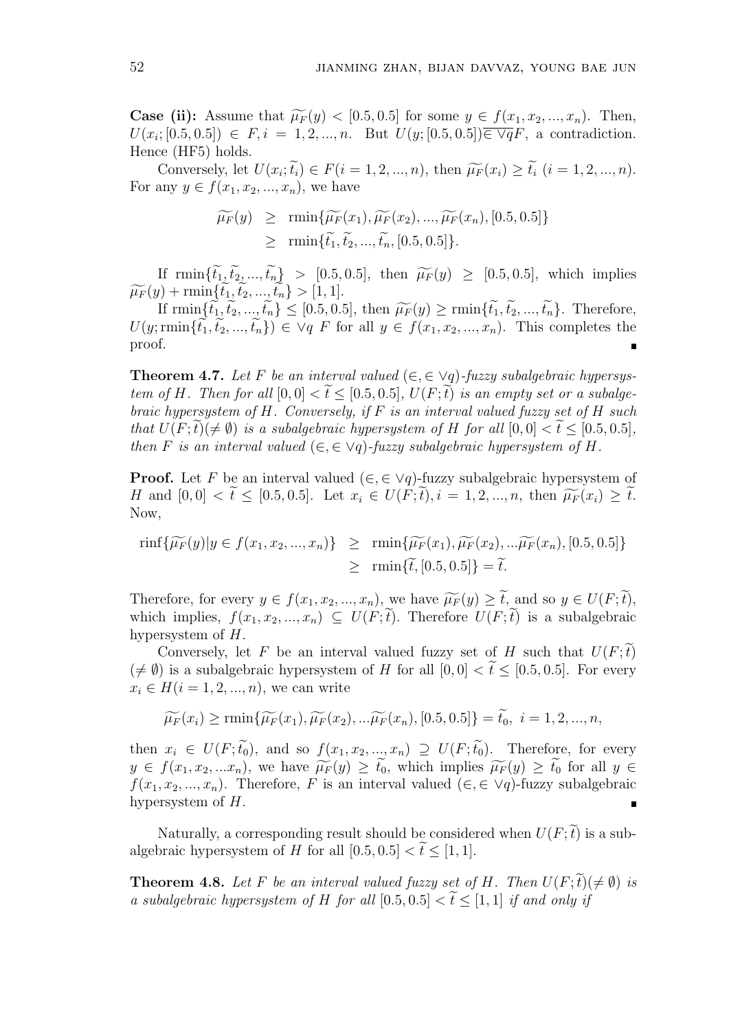**Case (ii):** Assume that $\widetilde{\mu_F}(y) < [0.5, 0.5]$ for some $y \in f(x_1, x_2, ..., x_n)$. Then, $U(x_i; [0.5, 0.5]) \in F, i = 1, 2, ..., n$. But $U(y; [0.5, 0.5]) \overline{\in \vee q} F$, a contradiction. Hence (HF5) holds.

Conversely, let $U(x_i; \widetilde{t_i}) \in F (i = 1, 2, ..., n)$, then $\widetilde{\mu_F}(x_i) \geq \widetilde{t_i}$ $(i = 1, 2, ..., n)$. For any $y \in f(x_1, x_2, ..., x_n)$, we have

$$
\begin{aligned}
\widetilde{\mu_F}(y) &\geq \operatorname{rmin}\{\widetilde{\mu_F}(x_1), \widetilde{\mu_F}(x_2), ..., \widetilde{\mu_F}(x_n), [0.5, 0.5]\} \\
&\geq \operatorname{rmin}\{\widetilde{t_1}, \widetilde{t_2}, ..., \widetilde{t_n}, [0.5, 0.5]\}.
\end{aligned}
$$

If $\operatorname{rmin}\{\widetilde{t_1}, \widetilde{t_2}, ..., \widetilde{t_n}\} > [0.5, 0.5]$, then $\widetilde{\mu_F}(y) \geq [0.5, 0.5]$, which implies $\widetilde{\mu_F}(y) + \operatorname{rmin}\{\widetilde{t_1}, \widetilde{t_2}, ..., \widetilde{t_n}\} > [1, 1]$.

If $\operatorname{rmin}\{\widetilde{t_1}, \widetilde{t_2}, ..., \widetilde{t_n}\} \leq [0.5, 0.5]$, then $\widetilde{\mu_F}(y) \geq \operatorname{rmin}\{\widetilde{t_1}, \widetilde{t_2}, ..., \widetilde{t_n}\}$. Therefore, $U(y; \operatorname{rmin}\{\widetilde{t_1}, \widetilde{t_2}, ..., \widetilde{t_n}\}) \in \vee q\ F$ for all $y \in f(x_1, x_2, ..., x_n)$. This completes the proof. ∎

**Theorem 4.7.** *Let $F$ be an interval valued $(\in, \in \vee q)$-fuzzy subalgebraic hypersystem of $H$. Then for all $[0, 0] < \widetilde{t} \leq [0.5, 0.5]$, $U(F; \widetilde{t})$ is an empty set or a subalgebraic hypersystem of $H$. Conversely, if $F$ is an interval valued fuzzy set of $H$ such that $U(F; \widetilde{t}) (\neq \emptyset)$ is a subalgebraic hypersystem of $H$ for all $[0, 0] < \widetilde{t} \leq [0.5, 0.5]$, then $F$ is an interval valued $(\in, \in \vee q)$-fuzzy subalgebraic hypersystem of $H$.*

**Proof.** Let $F$ be an interval valued $(\in, \in \vee q)$-fuzzy subalgebraic hypersystem of $H$ and $[0, 0] < \widetilde{t} \leq [0.5, 0.5]$. Let $x_i \in U(F; \widetilde{t}), i = 1, 2, ..., n$, then $\widetilde{\mu_F}(x_i) \geq \widetilde{t}$. Now,

$$
\begin{aligned}
\operatorname{rinf}\{\widetilde{\mu_F}(y) | y \in f(x_1, x_2, ..., x_n)\} &\geq \operatorname{rmin}\{\widetilde{\mu_F}(x_1), \widetilde{\mu_F}(x_2), ...\widetilde{\mu_F}(x_n), [0.5, 0.5]\} \\
&\geq \operatorname{rmin}\{\widetilde{t}, [0.5, 0.5]\} = \widetilde{t}.
\end{aligned}
$$

Therefore, for every $y \in f(x_1, x_2, ..., x_n)$, we have $\widetilde{\mu_F}(y) \geq \widetilde{t}$, and so $y \in U(F; \widetilde{t})$, which implies, $f(x_1, x_2, ..., x_n) \subseteq U(F; \widetilde{t})$. Therefore $U(F; \widetilde{t})$ is a subalgebraic hypersystem of $H$.

Conversely, let $F$ be an interval valued fuzzy set of $H$ such that $U(F; \widetilde{t})$ $(\neq \emptyset)$ is a subalgebraic hypersystem of $H$ for all $[0, 0] < \widetilde{t} \leq [0.5, 0.5]$. For every $x_i \in H (i = 1, 2, ..., n)$, we can write

$$
\widetilde{\mu_F}(x_i) \geq \operatorname{rmin}\{\widetilde{\mu_F}(x_1), \widetilde{\mu_F}(x_2), ...\widetilde{\mu_F}(x_n), [0.5, 0.5]\} = \widetilde{t_0},\ i = 1, 2, ..., n,
$$

then $x_i \in U(F; \widetilde{t_0})$, and so $f(x_1, x_2, ..., x_n) \supseteq U(F; \widetilde{t_0})$. Therefore, for every $y \in f(x_1, x_2, ...x_n)$, we have $\widetilde{\mu_F}(y) \geq \widetilde{t_0}$, which implies $\widetilde{\mu_F}(y) \geq \widetilde{t_0}$ for all $y \in f(x_1, x_2, ..., x_n)$. Therefore, $F$ is an interval valued $(\in, \in \vee q)$-fuzzy subalgebraic hypersystem of $H$. ∎

Naturally, a corresponding result should be considered when $U(F; \widetilde{t})$ is a subalgebraic hypersystem of $H$ for all $[0.5, 0.5] < \widetilde{t} \leq [1, 1]$.

**Theorem 4.8.** *Let $F$ be an interval valued fuzzy set of $H$. Then $U(F; \widetilde{t}) (\neq \emptyset)$ is a subalgebraic hypersystem of $H$ for all $[0.5, 0.5] < \widetilde{t} \leq [1, 1]$ if and only if*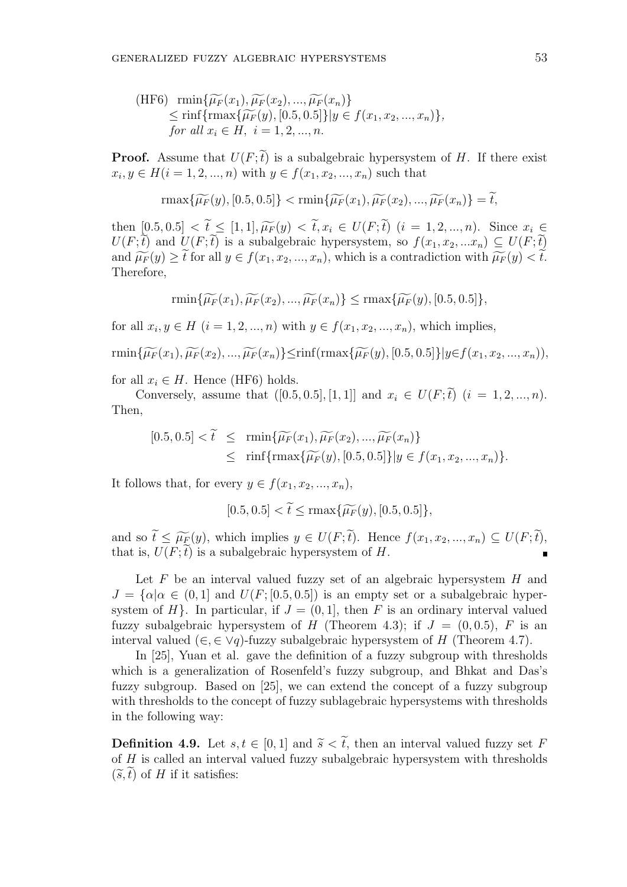(HF6) $\text{rmin}\{\widetilde{\mu_F}(x_1), \widetilde{\mu_F}(x_2), ..., \widetilde{\mu_F}(x_n)\}$
$\leq \text{rinf}\{\text{rmax}\{\widetilde{\mu_F}(y), [0.5, 0.5]\} | y \in f(x_1, x_2, ..., x_n)\}$,
*for all* $x_i \in H$, $i = 1, 2, ..., n$.

**Proof.** Assume that $U(F; \widetilde{t})$ is a subalgebraic hypersystem of $H$. If there exist $x_i, y \in H (i = 1, 2, ..., n)$ with $y \in f(x_1, x_2, ..., x_n)$ such that

$$\text{rmax}\{\widetilde{\mu_F}(y), [0.5, 0.5]\} < \text{rmin}\{\widetilde{\mu_F}(x_1), \widetilde{\mu_F}(x_2), ..., \widetilde{\mu_F}(x_n)\} = \widetilde{t},$$

then $[0.5, 0.5] < \widetilde{t} \leq [1, 1], \widetilde{\mu_F}(y) < \widetilde{t}, x_i \in U(F; \widetilde{t})$ $(i = 1, 2, ..., n)$. Since $x_i \in U(F; \widetilde{t})$ and $U(F; \widetilde{t})$ is a subalgebraic hypersystem, so $f(x_1, x_2, ...x_n) \subseteq U(F; \widetilde{t})$ and $\widetilde{\mu_F}(y) \geq \widetilde{t}$ for all $y \in f(x_1, x_2, ..., x_n)$, which is a contradiction with $\widetilde{\mu_F}(y) < \widetilde{t}$. Therefore,

$$\text{rmin}\{\widetilde{\mu_F}(x_1), \widetilde{\mu_F}(x_2), ..., \widetilde{\mu_F}(x_n)\} \leq \text{rmax}\{\widetilde{\mu_F}(y), [0.5, 0.5]\},$$

for all $x_i, y \in H$ $(i = 1, 2, ..., n)$ with $y \in f(x_1, x_2, ..., x_n)$, which implies,

$$\text{rmin}\{\widetilde{\mu_F}(x_1), \widetilde{\mu_F}(x_2), ..., \widetilde{\mu_F}(x_n)\} \leq \text{rinf}(\text{rmax}\{\widetilde{\mu_F}(y), [0.5, 0.5]\} | y \in f(x_1, x_2, ..., x_n)),$$

for all $x_i \in H$. Hence (HF6) holds.

Conversely, assume that $([0.5, 0.5], [1, 1]]$ and $x_i \in U(F; \widetilde{t})$ $(i = 1, 2, ..., n)$. Then,

$$\begin{aligned}
[0.5, 0.5] < \widetilde{t} &\leq \text{rmin}\{\widetilde{\mu_F}(x_1), \widetilde{\mu_F}(x_2), ..., \widetilde{\mu_F}(x_n)\} \\
&\leq \text{rinf}\{\text{rmax}\{\widetilde{\mu_F}(y), [0.5, 0.5]\} | y \in f(x_1, x_2, ..., x_n)\}.
\end{aligned}$$

It follows that, for every $y \in f(x_1, x_2, ..., x_n)$,

$$[0.5, 0.5] < \widetilde{t} \leq \text{rmax}\{\widetilde{\mu_F}(y), [0.5, 0.5]\},$$

and so $\widetilde{t} \leq \widetilde{\mu_F}(y)$, which implies $y \in U(F; \widetilde{t})$. Hence $f(x_1, x_2, ..., x_n) \subseteq U(F; \widetilde{t})$, that is, $U(F; \widetilde{t})$ is a subalgebraic hypersystem of $H$. ∎

Let $F$ be an interval valued fuzzy set of an algebraic hypersystem $H$ and $J = \{\alpha | \alpha \in (0, 1]$ and $U(F; [0.5, 0.5])$ is an empty set or a subalgebraic hypersystem of $H\}$. In particular, if $J = (0, 1]$, then $F$ is an ordinary interval valued fuzzy subalgebraic hypersystem of $H$ (Theorem 4.3); if $J = (0, 0.5)$, $F$ is an interval valued $(\in, \in \vee q)$-fuzzy subalgebraic hypersystem of $H$ (Theorem 4.7).

In [25], Yuan et al. gave the definition of a fuzzy subgroup with thresholds which is a generalization of Rosenfeld's fuzzy subgroup, and Bhkat and Das's fuzzy subgroup. Based on [25], we can extend the concept of a fuzzy subgroup with thresholds to the concept of fuzzy sublagebraic hypersystems with thresholds in the following way:

**Definition 4.9.** Let $s, t \in [0, 1]$ and $\widetilde{s} < \widetilde{t}$, then an interval valued fuzzy set $F$ of $H$ is called an interval valued fuzzy subalgebraic hypersystem with thresholds $(\widetilde{s}, \widetilde{t})$ of $H$ if it satisfies: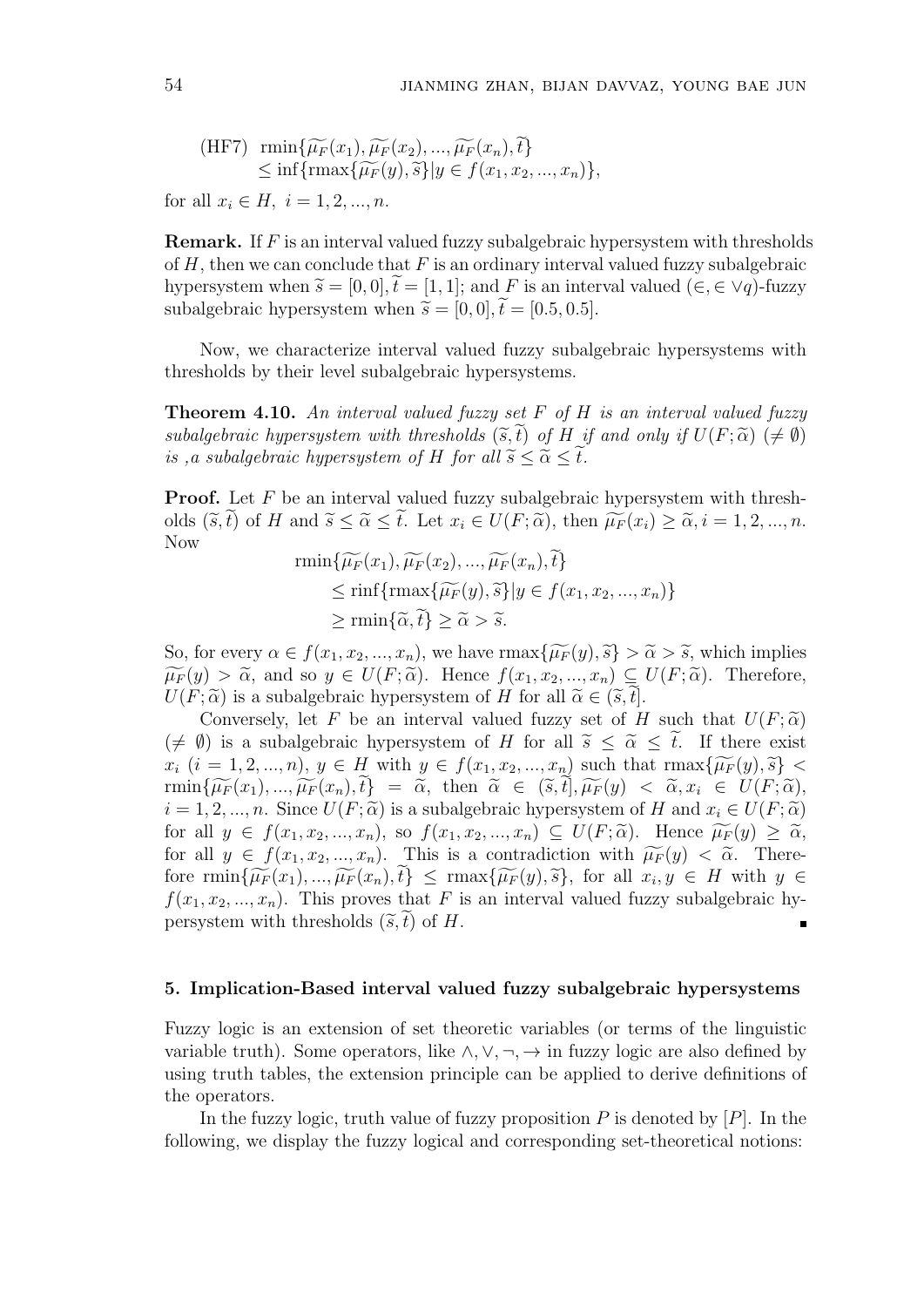(HF7) $\text{rmin}\{\widetilde{\mu_F}(x_1), \widetilde{\mu_F}(x_2), ..., \widetilde{\mu_F}(x_n), \widetilde{t}\}$
$\leq \inf\{\text{rmax}\{\widetilde{\mu_F}(y), \widetilde{s}\} | y \in f(x_1, x_2, ..., x_n)\}$,

for all $x_i \in H, \ i = 1, 2, ..., n$.

**Remark.** If $F$ is an interval valued fuzzy subalgebraic hypersystem with thresholds of $H$, then we can conclude that $F$ is an ordinary interval valued fuzzy subalgebraic hypersystem when $\widetilde{s} = [0, 0], \widetilde{t} = [1, 1]$; and $F$ is an interval valued $(\in, \in \vee q)$-fuzzy subalgebraic hypersystem when $\widetilde{s} = [0, 0], \widetilde{t} = [0.5, 0.5]$.

Now, we characterize interval valued fuzzy subalgebraic hypersystems with thresholds by their level subalgebraic hypersystems.

**Theorem 4.10.** *An interval valued fuzzy set $F$ of $H$ is an interval valued fuzzy subalgebraic hypersystem with thresholds $(\widetilde{s}, \widetilde{t})$ of $H$ if and only if $U(F; \widetilde{\alpha})$ $(\neq \emptyset)$ is ,a subalgebraic hypersystem of $H$ for all $\widetilde{s} \leq \widetilde{\alpha} \leq \widetilde{t}$.*

**Proof.** Let $F$ be an interval valued fuzzy subalgebraic hypersystem with thresholds $(\widetilde{s}, \widetilde{t})$ of $H$ and $\widetilde{s} \leq \widetilde{\alpha} \leq \widetilde{t}$. Let $x_i \in U(F; \widetilde{\alpha})$, then $\widetilde{\mu_F}(x_i) \geq \widetilde{\alpha}, i = 1, 2, ..., n$. Now

$$\begin{aligned}
&\text{rmin}\{\widetilde{\mu_F}(x_1), \widetilde{\mu_F}(x_2), ..., \widetilde{\mu_F}(x_n), \widetilde{t}\} \\
&\quad \leq \text{rinf}\{\text{rmax}\{\widetilde{\mu_F}(y), \widetilde{s}\} | y \in f(x_1, x_2, ..., x_n)\} \\
&\quad \geq \text{rmin}\{\widetilde{\alpha}, \widetilde{t}\} \geq \widetilde{\alpha} > \widetilde{s}.
\end{aligned}$$

So, for every $\alpha \in f(x_1, x_2, ..., x_n)$, we have $\text{rmax}\{\widetilde{\mu_F}(y), \widetilde{s}\} > \widetilde{\alpha} > \widetilde{s}$, which implies $\widetilde{\mu_F}(y) > \widetilde{\alpha}$, and so $y \in U(F; \widetilde{\alpha})$. Hence $f(x_1, x_2, ..., x_n) \subseteq U(F; \widetilde{\alpha})$. Therefore, $U(F; \widetilde{\alpha})$ is a subalgebraic hypersystem of $H$ for all $\widetilde{\alpha} \in (\widetilde{s}, \widetilde{t}]$.

Conversely, let $F$ be an interval valued fuzzy set of $H$ such that $U(F; \widetilde{\alpha})$ $(\neq \emptyset)$ is a subalgebraic hypersystem of $H$ for all $\widetilde{s} \leq \widetilde{\alpha} \leq \widetilde{t}$. If there exist $x_i$ $(i = 1, 2, ..., n)$, $y \in H$ with $y \in f(x_1, x_2, ..., x_n)$ such that $\text{rmax}\{\widetilde{\mu_F}(y), \widetilde{s}\} < \text{rmin}\{\widetilde{\mu_F}(x_1), ..., \widetilde{\mu_F}(x_n), \widetilde{t}\} = \widetilde{\alpha}$, then $\widetilde{\alpha} \in (\widetilde{s}, \widetilde{t}], \widetilde{\mu_F}(y) < \widetilde{\alpha}, x_i \in U(F; \widetilde{\alpha})$, $i = 1, 2, ..., n$. Since $U(F; \widetilde{\alpha})$ is a subalgebraic hypersystem of $H$ and $x_i \in U(F; \widetilde{\alpha})$ for all $y \in f(x_1, x_2, ..., x_n)$, so $f(x_1, x_2, ..., x_n) \subseteq U(F; \widetilde{\alpha})$. Hence $\widetilde{\mu_F}(y) \geq \widetilde{\alpha}$, for all $y \in f(x_1, x_2, ..., x_n)$. This is a contradiction with $\widetilde{\mu_F}(y) < \widetilde{\alpha}$. Therefore $\text{rmin}\{\widetilde{\mu_F}(x_1), ..., \widetilde{\mu_F}(x_n), \widetilde{t}\} \leq \text{rmax}\{\widetilde{\mu_F}(y), \widetilde{s}\}$, for all $x_i, y \in H$ with $y \in f(x_1, x_2, ..., x_n)$. This proves that $F$ is an interval valued fuzzy subalgebraic hypersystem with thresholds $(\widetilde{s}, \widetilde{t})$ of $H$. ∎

## 5. Implication-Based interval valued fuzzy subalgebraic hypersystems

Fuzzy logic is an extension of set theoretic variables (or terms of the linguistic variable truth). Some operators, like $\wedge, \vee, \neg, \rightarrow$ in fuzzy logic are also defined by using truth tables, the extension principle can be applied to derive definitions of the operators.

In the fuzzy logic, truth value of fuzzy proposition $P$ is denoted by $[P]$. In the following, we display the fuzzy logical and corresponding set-theoretical notions: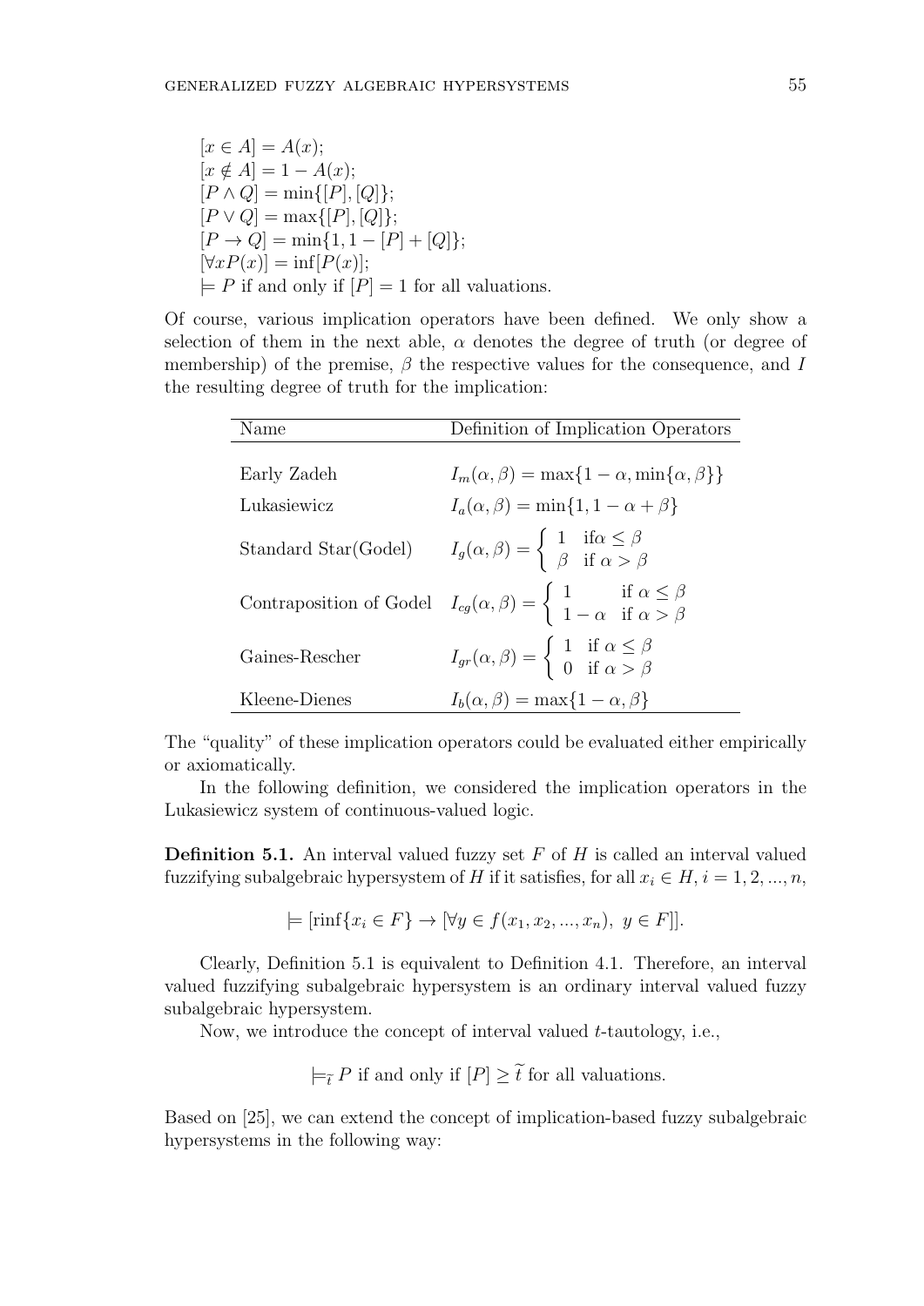$[x \in A] = A(x)$;
$[x \notin A] = 1 - A(x)$;
$[P \wedge Q] = \min\{[P], [Q]\}$;
$[P \vee Q] = \max\{[P], [Q]\}$;
$[P \rightarrow Q] = \min\{1, 1 - [P] + [Q]\}$;
$[\forall x P(x)] = \inf[P(x)]$;
$\models P$ if and only if $[P] = 1$ for all valuations.

Of course, various implication operators have been defined. We only show a selection of them in the next able, $\alpha$ denotes the degree of truth (or degree of membership) of the premise, $\beta$ the respective values for the consequence, and $I$ the resulting degree of truth for the implication:

| Name | Definition of Implication Operators |
|---|---|
| Early Zadeh | $I_m(\alpha, \beta) = \max\{1 - \alpha, \min\{\alpha, \beta\}\}$ |
| Lukasiewicz | $I_a(\alpha, \beta) = \min\{1, 1 - \alpha + \beta\}$ |
| Standard Star(Godel) | $I_g(\alpha, \beta) = \begin{cases} 1 & \text{if} \alpha \leq \beta \\ \beta & \text{if } \alpha > \beta \end{cases}$ |
| Contraposition of Godel | $I_{cg}(\alpha, \beta) = \begin{cases} 1 & \text{if } \alpha \leq \beta \\ 1 - \alpha & \text{if } \alpha > \beta \end{cases}$ |
| Gaines-Rescher | $I_{gr}(\alpha, \beta) = \begin{cases} 1 & \text{if } \alpha \leq \beta \\ 0 & \text{if } \alpha > \beta \end{cases}$ |
| Kleene-Dienes | $I_b(\alpha, \beta) = \max\{1 - \alpha, \beta\}$ |

The "quality" of these implication operators could be evaluated either empirically or axiomatically.

In the following definition, we considered the implication operators in the Lukasiewicz system of continuous-valued logic.

**Definition 5.1.** An interval valued fuzzy set $F$ of $H$ is called an interval valued fuzzifying subalgebraic hypersystem of $H$ if it satisfies, for all $x_i \in H$, $i = 1, 2, ..., n$,

$$\models [\text{rinf}\{x_i \in F\} \rightarrow [\forall y \in f(x_1, x_2, ..., x_n),\ y \in F]].$$

Clearly, Definition 5.1 is equivalent to Definition 4.1. Therefore, an interval valued fuzzifying subalgebraic hypersystem is an ordinary interval valued fuzzy subalgebraic hypersystem.

Now, we introduce the concept of interval valued $t$-tautology, i.e.,

$$\models_{\widetilde{t}} P \text{ if and only if } [P] \geq \widetilde{t} \text{ for all valuations.}$$

Based on [25], we can extend the concept of implication-based fuzzy subalgebraic hypersystems in the following way: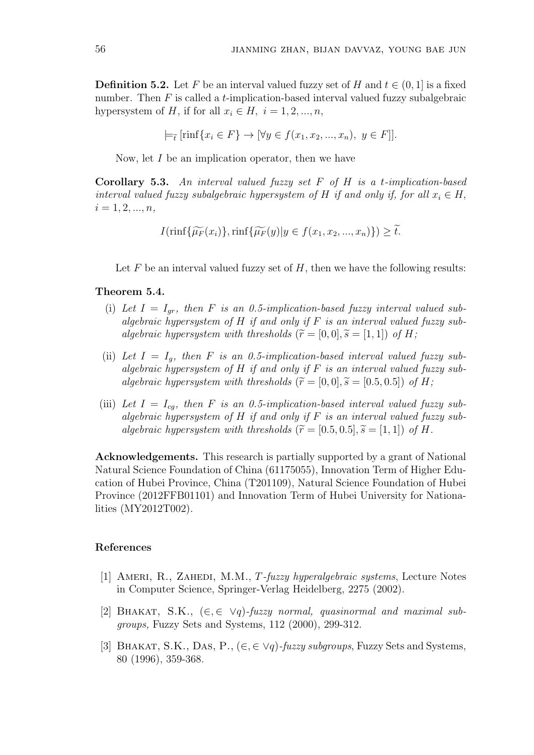**Definition 5.2.** Let $F$ be an interval valued fuzzy set of $H$ and $t \in (0, 1]$ is a fixed number. Then $F$ is called a $t$-implication-based interval valued fuzzy subalgebraic hypersystem of $H$, if for all $x_i \in H$, $i = 1, 2, ..., n$,

$$\models_{\widetilde{t}} [\mathrm{rinf}\{x_i \in F\} \rightarrow [\forall y \in f(x_1, x_2, ..., x_n),\ y \in F]].$$

Now, let $I$ be an implication operator, then we have

**Corollary 5.3.** *An interval valued fuzzy set $F$ of $H$ is a $t$-implication-based interval valued fuzzy subalgebraic hypersystem of $H$ if and only if, for all $x_i \in H$, $i = 1, 2, ..., n$,*

$$I(\mathrm{rinf}\{\widetilde{\mu_F}(x_i)\}, \mathrm{rinf}\{\widetilde{\mu_F}(y) | y \in f(x_1, x_2, ..., x_n)\}) \geq \widetilde{t}.$$

Let $F$ be an interval valued fuzzy set of $H$, then we have the following results:

**Theorem 5.4.**

(i) *Let $I = I_{gr}$, then $F$ is an 0.5-implication-based fuzzy interval valued subalgebraic hypersystem of $H$ if and only if $F$ is an interval valued fuzzy subalgebraic hypersystem with thresholds $(\widetilde{r} = [0, 0], \widetilde{s} = [1, 1])$ of $H$;*

(ii) *Let $I = I_g$, then $F$ is an 0.5-implication-based interval valued fuzzy subalgebraic hypersystem of $H$ if and only if $F$ is an interval valued fuzzy subalgebraic hypersystem with thresholds $(\widetilde{r} = [0, 0], \widetilde{s} = [0.5, 0.5])$ of $H$;*

(iii) *Let $I = I_{cg}$, then $F$ is an 0.5-implication-based interval valued fuzzy subalgebraic hypersystem of $H$ if and only if $F$ is an interval valued fuzzy subalgebraic hypersystem with thresholds $(\widetilde{r} = [0.5, 0.5], \widetilde{s} = [1, 1])$ of $H$.*

**Acknowledgements.** This research is partially supported by a grant of National Natural Science Foundation of China (61175055), Innovation Term of Higher Education of Hubei Province, China (T201109), Natural Science Foundation of Hubei Province (2012FFB01101) and Innovation Term of Hubei University for Nationalities (MY2012T002).

## References

[1] Ameri, R., Zahedi, M.M., *T-fuzzy hyperalgebraic systems*, Lecture Notes in Computer Science, Springer-Verlag Heidelberg, 2275 (2002).

[2] Bhakat, S.K., $(\in, \in \vee q)$*-fuzzy normal, quasinormal and maximal subgroups,* Fuzzy Sets and Systems, 112 (2000), 299-312.

[3] Bhakat, S.K., Das, P., $(\in, \in \vee q)$*-fuzzy subgroups*, Fuzzy Sets and Systems, 80 (1996), 359-368.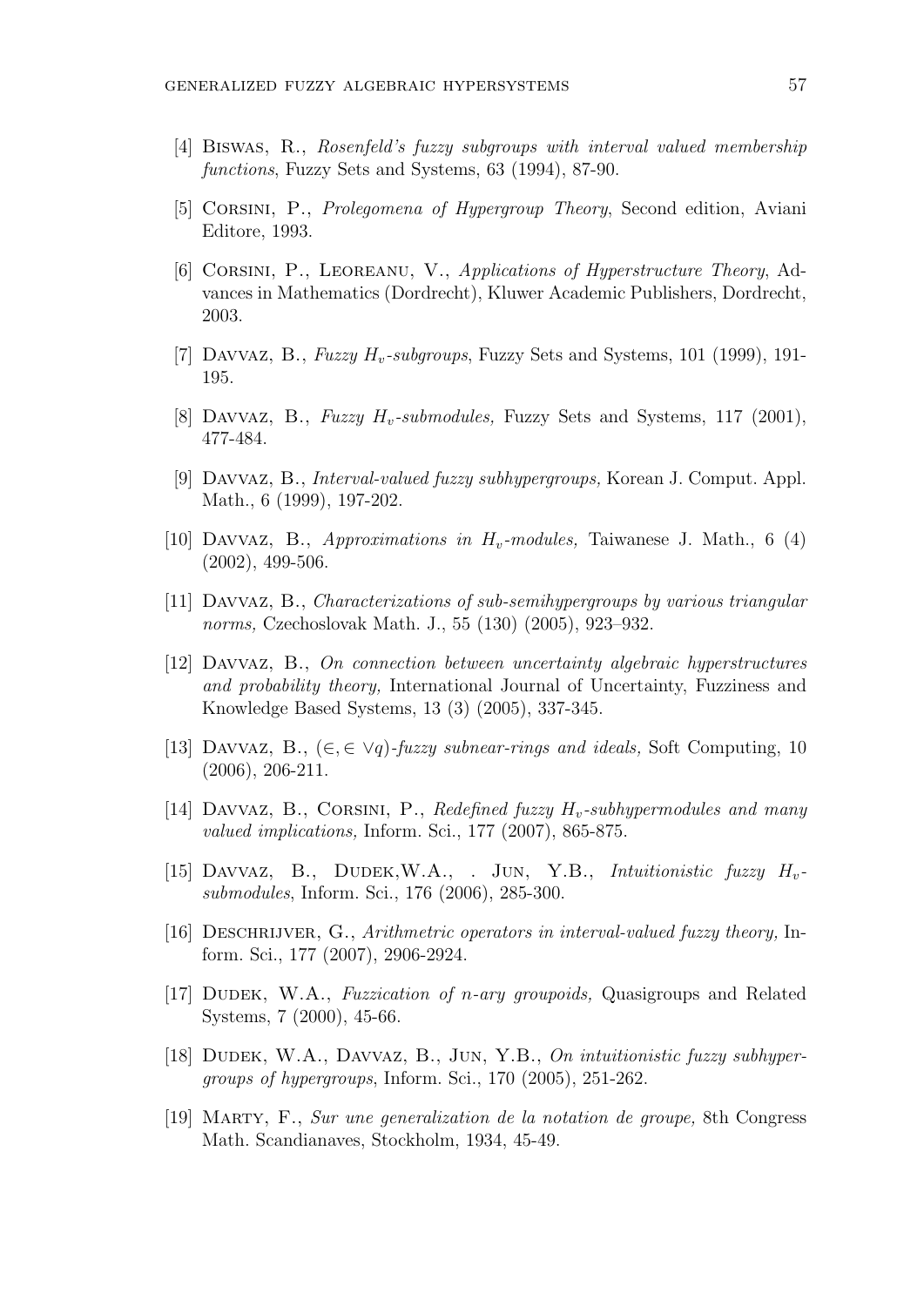[4] Biswas, R., *Rosenfeld's fuzzy subgroups with interval valued membership functions*, Fuzzy Sets and Systems, 63 (1994), 87-90.

[5] Corsini, P., *Prolegomena of Hypergroup Theory*, Second edition, Aviani Editore, 1993.

[6] Corsini, P., Leoreanu, V., *Applications of Hyperstructure Theory*, Advances in Mathematics (Dordrecht), Kluwer Academic Publishers, Dordrecht, 2003.

[7] Davvaz, B., *Fuzzy $H_v$-subgroups*, Fuzzy Sets and Systems, 101 (1999), 191-195.

[8] Davvaz, B., *Fuzzy $H_v$-submodules,* Fuzzy Sets and Systems, 117 (2001), 477-484.

[9] Davvaz, B., *Interval-valued fuzzy subhypergroups,* Korean J. Comput. Appl. Math., 6 (1999), 197-202.

[10] Davvaz, B., *Approximations in $H_v$-modules,* Taiwanese J. Math., 6 (4) (2002), 499-506.

[11] Davvaz, B., *Characterizations of sub-semihypergroups by various triangular norms,* Czechoslovak Math. J., 55 (130) (2005), 923–932.

[12] Davvaz, B., *On connection between uncertainty algebraic hyperstructures and probability theory,* International Journal of Uncertainty, Fuzziness and Knowledge Based Systems, 13 (3) (2005), 337-345.

[13] Davvaz, B., *$(\in, \in \vee q)$-fuzzy subnear-rings and ideals,* Soft Computing, 10 (2006), 206-211.

[14] Davvaz, B., Corsini, P., *Redefined fuzzy $H_v$-subhypermodules and many valued implications,* Inform. Sci., 177 (2007), 865-875.

[15] Davvaz, B., Dudek,W.A., . Jun, Y.B., *Intuitionistic fuzzy $H_v$-submodules*, Inform. Sci., 176 (2006), 285-300.

[16] Deschrijver, G., *Arithmetric operators in interval-valued fuzzy theory,* Inform. Sci., 177 (2007), 2906-2924.

[17] Dudek, W.A., *Fuzzication of n-ary groupoids,* Quasigroups and Related Systems, 7 (2000), 45-66.

[18] Dudek, W.A., Davvaz, B., Jun, Y.B., *On intuitionistic fuzzy subhypergroups of hypergroups*, Inform. Sci., 170 (2005), 251-262.

[19] Marty, F., *Sur une generalization de la notation de groupe,* 8th Congress Math. Scandianaves, Stockholm, 1934, 45-49.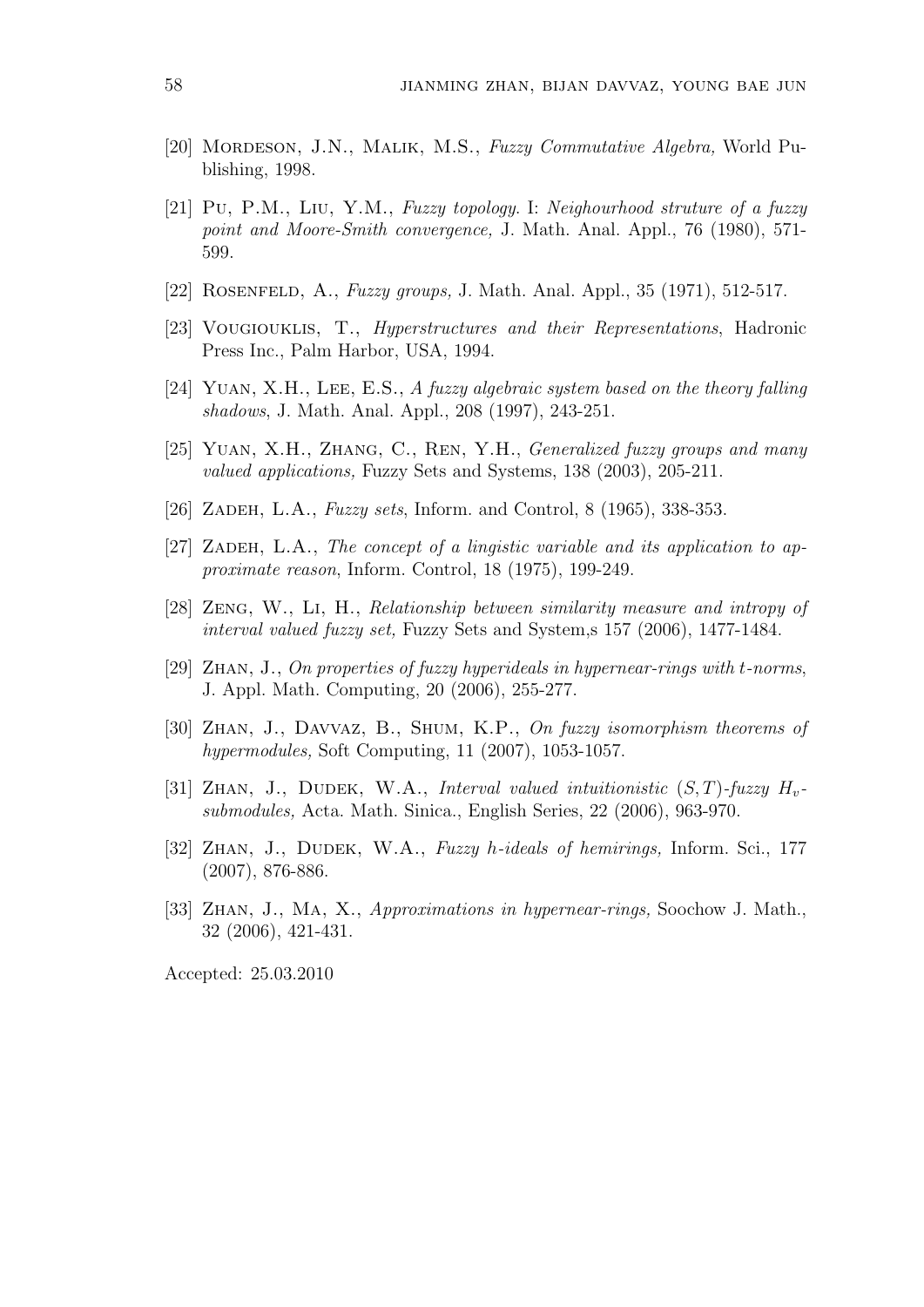[20] Mordeson, J.N., Malik, M.S., *Fuzzy Commutative Algebra,* World Publishing, 1998.

[21] Pu, P.M., Liu, Y.M., *Fuzzy topology.* I: *Neighourhood struture of a fuzzy point and Moore-Smith convergence,* J. Math. Anal. Appl., 76 (1980), 571-599.

[22] Rosenfeld, A., *Fuzzy groups,* J. Math. Anal. Appl., 35 (1971), 512-517.

[23] Vougiouklis, T., *Hyperstructures and their Representations*, Hadronic Press Inc., Palm Harbor, USA, 1994.

[24] Yuan, X.H., Lee, E.S., *A fuzzy algebraic system based on the theory falling shadows*, J. Math. Anal. Appl., 208 (1997), 243-251.

[25] Yuan, X.H., Zhang, C., Ren, Y.H., *Generalized fuzzy groups and many valued applications,* Fuzzy Sets and Systems, 138 (2003), 205-211.

[26] Zadeh, L.A., *Fuzzy sets*, Inform. and Control, 8 (1965), 338-353.

[27] Zadeh, L.A., *The concept of a lingistic variable and its application to approximate reason*, Inform. Control, 18 (1975), 199-249.

[28] Zeng, W., Li, H., *Relationship between similarity measure and intropy of interval valued fuzzy set,* Fuzzy Sets and System,s 157 (2006), 1477-1484.

[29] Zhan, J., *On properties of fuzzy hyperideals in hypernear-rings with $t$-norms*, J. Appl. Math. Computing, 20 (2006), 255-277.

[30] Zhan, J., Davvaz, B., Shum, K.P., *On fuzzy isomorphism theorems of hypermodules,* Soft Computing, 11 (2007), 1053-1057.

[31] Zhan, J., Dudek, W.A., *Interval valued intuitionistic $(S, T)$-fuzzy $H_v$-submodules,* Acta. Math. Sinica., English Series, 22 (2006), 963-970.

[32] Zhan, J., Dudek, W.A., *Fuzzy $h$-ideals of hemirings,* Inform. Sci., 177 (2007), 876-886.

[33] Zhan, J., Ma, X., *Approximations in hypernear-rings,* Soochow J. Math., 32 (2006), 421-431.

Accepted: 25.03.2010